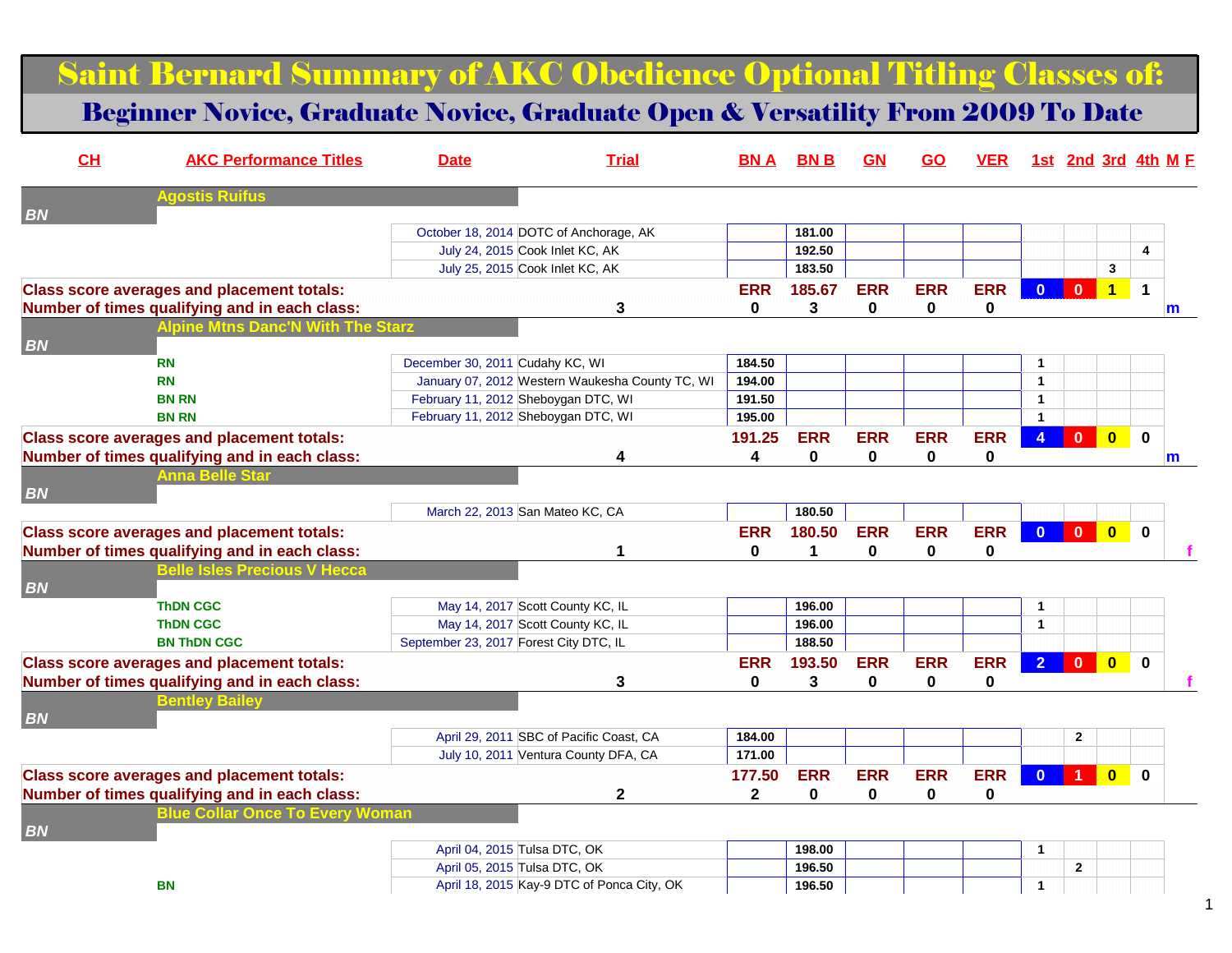# Saint Bernard Summary of AKC Obedience Optional Titling Classes of:

## Beginner Novice, Graduate Novice, Graduate Open & Versatility From 2009 To Date

| CH | AKC Performance Titles | Date | Trial | BN A | BN B | GN | GO | VER | 1st | 2nd | 3rd | 4th | M F |
|---|---|---|---|---|---|---|---|---|---|---|---|---|---|
| | **Agostis Ruifus** | | | | | | | | | | | | |
| *BN* | | | | | | | | | | | | | |
| | | October 18, 2014 | DOTC of Anchorage, AK | | 181.00 | | | | | | | | |
| | | July 24, 2015 | Cook Inlet KC, AK | | 192.50 | | | | | | | 4 | |
| | | July 25, 2015 | Cook Inlet KC, AK | | 183.50 | | | | | | 3 | | |
| **Class score averages and placement totals:** | | | | ERR | 185.67 | ERR | ERR | ERR | 0 | 0 | 1 | 1 | |
| **Number of times qualifying and in each class:** | | | 3 | 0 | 3 | 0 | 0 | 0 | | | | | m |
| | **Alpine Mtns Danc'N With The Starz** | | | | | | | | | | | | |
| *BN* | | | | | | | | | | | | | |
| | RN | December 30, 2011 | Cudahy KC, WI | 184.50 | | | | | 1 | | | | |
| | RN | January 07, 2012 | Western Waukesha County TC, WI | 194.00 | | | | | 1 | | | | |
| | BN RN | February 11, 2012 | Sheboygan DTC, WI | 191.50 | | | | | 1 | | | | |
| | BN RN | February 11, 2012 | Sheboygan DTC, WI | 195.00 | | | | | 1 | | | | |
| **Class score averages and placement totals:** | | | | 191.25 | ERR | ERR | ERR | ERR | 4 | 0 | 0 | 0 | |
| **Number of times qualifying and in each class:** | | | 4 | 4 | 0 | 0 | 0 | 0 | | | | | m |
| | **Anna Belle Star** | | | | | | | | | | | | |
| *BN* | | | | | | | | | | | | | |
| | | March 22, 2013 | San Mateo KC, CA | | 180.50 | | | | | | | | |
| **Class score averages and placement totals:** | | | | ERR | 180.50 | ERR | ERR | ERR | 0 | 0 | 0 | 0 | |
| **Number of times qualifying and in each class:** | | | 1 | 0 | 1 | 0 | 0 | 0 | | | | | f |
| | **Belle Isles Precious V Hecca** | | | | | | | | | | | | |
| *BN* | | | | | | | | | | | | | |
| | ThDN CGC | May 14, 2017 | Scott County KC, IL | | 196.00 | | | | 1 | | | | |
| | ThDN CGC | May 14, 2017 | Scott County KC, IL | | 196.00 | | | | 1 | | | | |
| | BN ThDN CGC | September 23, 2017 | Forest City DTC, IL | | 188.50 | | | | | | | | |
| **Class score averages and placement totals:** | | | | ERR | 193.50 | ERR | ERR | ERR | 2 | 0 | 0 | 0 | |
| **Number of times qualifying and in each class:** | | | 3 | 0 | 3 | 0 | 0 | 0 | | | | | f |
| | **Bentley Bailey** | | | | | | | | | | | | |
| *BN* | | | | | | | | | | | | | |
| | | April 29, 2011 | SBC of Pacific Coast, CA | 184.00 | | | | | | 2 | | | |
| | | July 10, 2011 | Ventura County DFA, CA | 171.00 | | | | | | | | | |
| **Class score averages and placement totals:** | | | | 177.50 | ERR | ERR | ERR | ERR | 0 | 1 | 0 | 0 | |
| **Number of times qualifying and in each class:** | | | 2 | 2 | 0 | 0 | 0 | 0 | | | | | |
| | **Blue Collar Once To Every Woman** | | | | | | | | | | | | |
| *BN* | | | | | | | | | | | | | |
| | | April 04, 2015 | Tulsa DTC, OK | | 198.00 | | | | 1 | | | | |
| | | April 05, 2015 | Tulsa DTC, OK | | 196.50 | | | | | 2 | | | |
| | BN | April 18, 2015 | Kay-9 DTC of Ponca City, OK | | 196.50 | | | | 1 | | | | |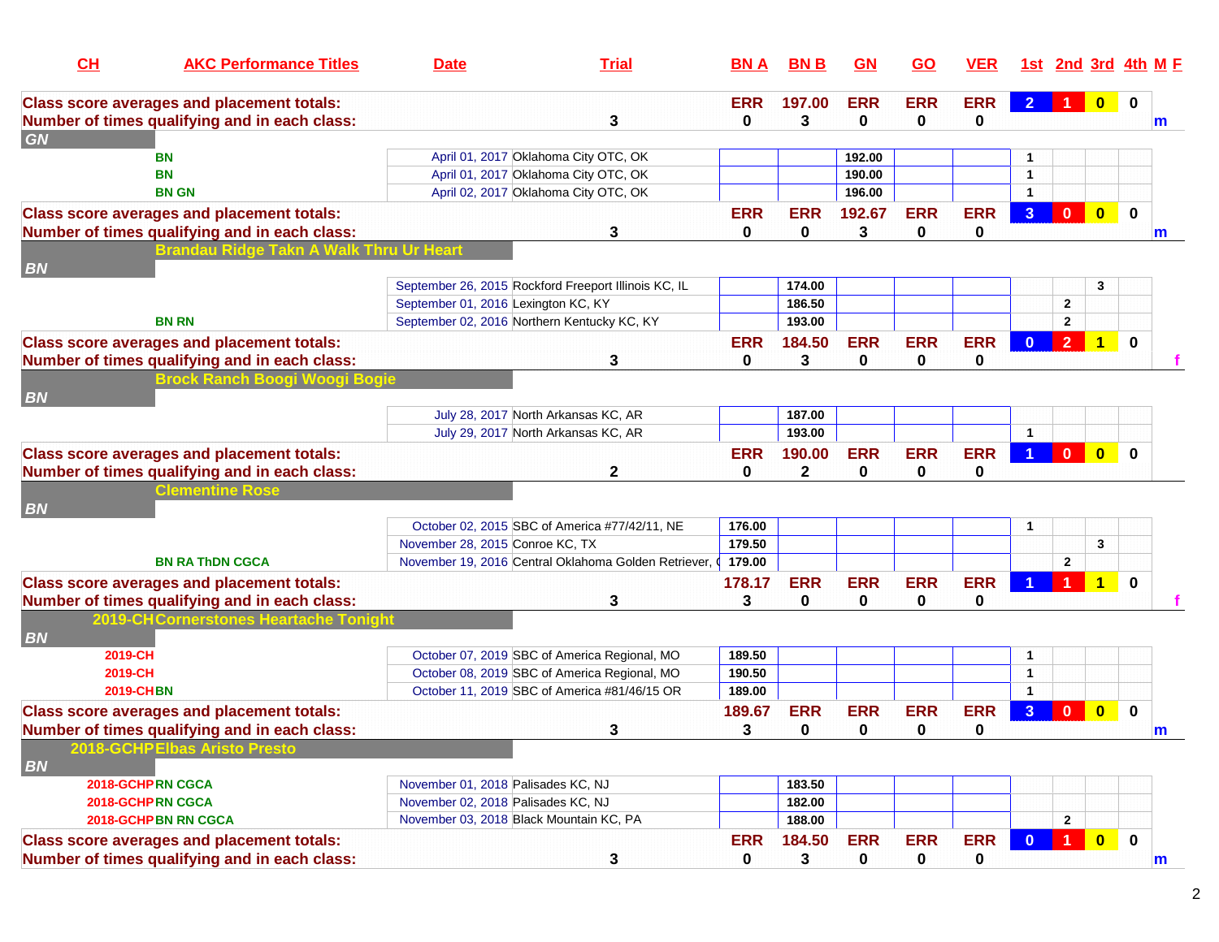| CH | AKC Performance Titles | Date | Trial | BN A | BN B | GN | GO | VER | 1st | 2nd | 3rd | 4th | M F |
|---|---|---|---|---|---|---|---|---|---|---|---|---|---|
| Class score averages and placement totals: | | | | ERR | 197.00 | ERR | ERR | ERR | 2 | 1 | 0 | 0 | |
| Number of times qualifying and in each class: | | | 3 | 0 | 3 | 0 | 0 | 0 | | | | | m |
| GN | | | | | | | | | | | | | |
| | BN | April 01, 2017 | Oklahoma City OTC, OK | | | 192.00 | | | 1 | | | | |
| | BN | April 01, 2017 | Oklahoma City OTC, OK | | | 190.00 | | | 1 | | | | |
| | BN GN | April 02, 2017 | Oklahoma City OTC, OK | | | 196.00 | | | 1 | | | | |
| Class score averages and placement totals: | | | | ERR | ERR | 192.67 | ERR | ERR | 3 | 0 | 0 | 0 | |
| Number of times qualifying and in each class: | | | 3 | 0 | 0 | 3 | 0 | 0 | | | | | m |
| | Brandau Ridge Takn A Walk Thru Ur Heart | | | | | | | | | | | | |
| BN | | | | | | | | | | | | | |
| | | September 26, 2015 | Rockford Freeport Illinois KC, IL | | 174.00 | | | | | | 3 | | |
| | | September 01, 2016 | Lexington KC, KY | | 186.50 | | | | | 2 | | | |
| | BN RN | September 02, 2016 | Northern Kentucky KC, KY | | 193.00 | | | | | 2 | | | |
| Class score averages and placement totals: | | | | ERR | 184.50 | ERR | ERR | ERR | 0 | 2 | 1 | 0 | |
| Number of times qualifying and in each class: | | | 3 | 0 | 3 | 0 | 0 | 0 | | | | | f |
| | Brock Ranch Boogi Woogi Bogie | | | | | | | | | | | | |
| BN | | | | | | | | | | | | | |
| | | July 28, 2017 | North Arkansas KC, AR | | 187.00 | | | | | | | | |
| | | July 29, 2017 | North Arkansas KC, AR | | 193.00 | | | | 1 | | | | |
| Class score averages and placement totals: | | | | ERR | 190.00 | ERR | ERR | ERR | 1 | 0 | 0 | 0 | |
| Number of times qualifying and in each class: | | | 2 | 0 | 2 | 0 | 0 | 0 | | | | | |
| | Clementine Rose | | | | | | | | | | | | |
| BN | | | | | | | | | | | | | |
| | | October 02, 2015 | SBC of America #77/42/11, NE | 176.00 | | | | | 1 | | | | |
| | | November 28, 2015 | Conroe KC, TX | 179.50 | | | | | | | 3 | | |
| | BN RA ThDN CGCA | November 19, 2016 | Central Oklahoma Golden Retriever, ( | 179.00 | | | | | | 2 | | | |
| Class score averages and placement totals: | | | | 178.17 | ERR | ERR | ERR | ERR | 1 | 1 | 1 | 0 | |
| Number of times qualifying and in each class: | | | 3 | 3 | 0 | 0 | 0 | 0 | | | | | f |
| 2019-CH | Cornerstones Heartache Tonight | | | | | | | | | | | | |
| BN | | | | | | | | | | | | | |
| 2019-CH | | October 07, 2019 | SBC of America Regional, MO | 189.50 | | | | | 1 | | | | |
| 2019-CH | | October 08, 2019 | SBC of America Regional, MO | 190.50 | | | | | 1 | | | | |
| 2019-CH | BN | October 11, 2019 | SBC of America #81/46/15 OR | 189.00 | | | | | 1 | | | | |
| Class score averages and placement totals: | | | | 189.67 | ERR | ERR | ERR | ERR | 3 | 0 | 0 | 0 | |
| Number of times qualifying and in each class: | | | 3 | 3 | 0 | 0 | 0 | 0 | | | | | m |
| 2018-GCHP | Elbas Aristo Presto | | | | | | | | | | | | |
| BN | | | | | | | | | | | | | |
| 2018-GCHP | RN CGCA | November 01, 2018 | Palisades KC, NJ | | 183.50 | | | | | | | | |
| 2018-GCHP | RN CGCA | November 02, 2018 | Palisades KC, NJ | | 182.00 | | | | | | | | |
| 2018-GCHP | BN RN CGCA | November 03, 2018 | Black Mountain KC, PA | | 188.00 | | | | | 2 | | | |
| Class score averages and placement totals: | | | | ERR | 184.50 | ERR | ERR | ERR | 0 | 1 | 0 | 0 | |
| Number of times qualifying and in each class: | | | 3 | 0 | 3 | 0 | 0 | 0 | | | | | m |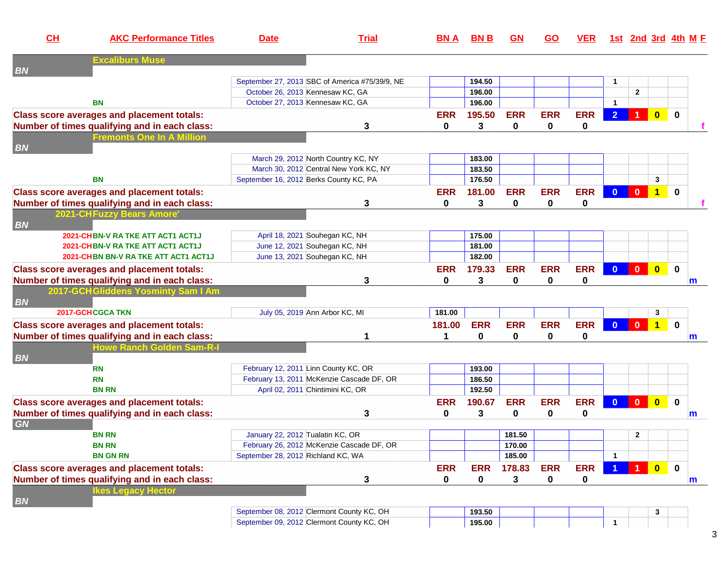| CH | AKC Performance Titles | Date | Trial | BN A | BN B | GN | GO | VER | 1st | 2nd | 3rd | 4th | M F |
|---|---|---|---|---|---|---|---|---|---|---|---|---|---|
| | **Excaliburs Muse** | | | | | | | | | | | | |
| *BN* | | | | | | | | | | | | | |
| | | September 27, 2013 | SBC of America #75/39/9, NE | | 194.50 | | | | 1 | | | | |
| | | October 26, 2013 | Kennesaw KC, GA | | 196.00 | | | | | 2 | | | |
| | BN | October 27, 2013 | Kennesaw KC, GA | | 196.00 | | | | 1 | | | | |
| **Class score averages and placement totals:** | | | | ERR | 195.50 | ERR | ERR | ERR | 2 | 1 | 0 | 0 | |
| **Number of times qualifying and in each class:** | | | 3 | 0 | 3 | 0 | 0 | 0 | | | | | f |
| | **Fremonts One In A Million** | | | | | | | | | | | | |
| *BN* | | | | | | | | | | | | | |
| | | March 29, 2012 | North Country KC, NY | | 183.00 | | | | | | | | |
| | | March 30, 2012 | Central New York KC, NY | | 183.50 | | | | | | | | |
| | BN | September 16, 2012 | Berks County KC, PA | | 176.50 | | | | | | 3 | | |
| **Class score averages and placement totals:** | | | | ERR | 181.00 | ERR | ERR | ERR | 0 | 0 | 1 | 0 | |
| **Number of times qualifying and in each class:** | | | 3 | 0 | 3 | 0 | 0 | 0 | | | | | f |
| 2021-CH | **Fuzzy Bears Amore'** | | | | | | | | | | | | |
| *BN* | | | | | | | | | | | | | |
| 2021-CH | BN-V RA TKE ATT ACT1 ACT1J | April 18, 2021 | Souhegan KC, NH | | 175.00 | | | | | | | | |
| 2021-CH | BN-V RA TKE ATT ACT1 ACT1J | June 12, 2021 | Souhegan KC, NH | | 181.00 | | | | | | | | |
| 2021-CH | BN BN-V RA TKE ATT ACT1 ACT1J | June 13, 2021 | Souhegan KC, NH | | 182.00 | | | | | | | | |
| **Class score averages and placement totals:** | | | | ERR | 179.33 | ERR | ERR | ERR | 0 | 0 | 0 | 0 | |
| **Number of times qualifying and in each class:** | | | 3 | 0 | 3 | 0 | 0 | 0 | | | | | m |
| 2017-GCH | **Gliddens Yosminty Sam I Am** | | | | | | | | | | | | |
| *BN* | | | | | | | | | | | | | |
| 2017-GCH | CGCA TKN | July 05, 2019 | Ann Arbor KC, MI | 181.00 | | | | | | | 3 | | |
| **Class score averages and placement totals:** | | | | 181.00 | ERR | ERR | ERR | ERR | 0 | 0 | 1 | 0 | |
| **Number of times qualifying and in each class:** | | | 1 | 1 | 0 | 0 | 0 | 0 | | | | | m |
| | **Howe Ranch Golden Sam-R-I** | | | | | | | | | | | | |
| *BN* | | | | | | | | | | | | | |
| | RN | February 12, 2011 | Linn County KC, OR | | 193.00 | | | | | | | | |
| | RN | February 13, 2011 | McKenzie Cascade DF, OR | | 186.50 | | | | | | | | |
| | BN RN | April 02, 2011 | Chintimini KC, OR | | 192.50 | | | | | | | | |
| **Class score averages and placement totals:** | | | | ERR | 190.67 | ERR | ERR | ERR | 0 | 0 | 0 | 0 | |
| **Number of times qualifying and in each class:** | | | 3 | 0 | 3 | 0 | 0 | 0 | | | | | m |
| *GN* | | | | | | | | | | | | | |
| | BN RN | January 22, 2012 | Tualatin KC, OR | | | 181.50 | | | | 2 | | | |
| | BN RN | February 26, 2012 | McKenzie Cascade DF, OR | | | 170.00 | | | | | | | |
| | BN GN RN | September 28, 2012 | Richland KC, WA | | | 185.00 | | | 1 | | | | |
| **Class score averages and placement totals:** | | | | ERR | ERR | 178.83 | ERR | ERR | 1 | 1 | 0 | 0 | |
| **Number of times qualifying and in each class:** | | | 3 | 0 | 0 | 3 | 0 | 0 | | | | | m |
| | **Ikes Legacy Hector** | | | | | | | | | | | | |
| *BN* | | | | | | | | | | | | | |
| | | September 08, 2012 | Clermont County KC, OH | | 193.50 | | | | | | 3 | | |
| | | September 09, 2012 | Clermont County KC, OH | | 195.00 | | | | 1 | | | | |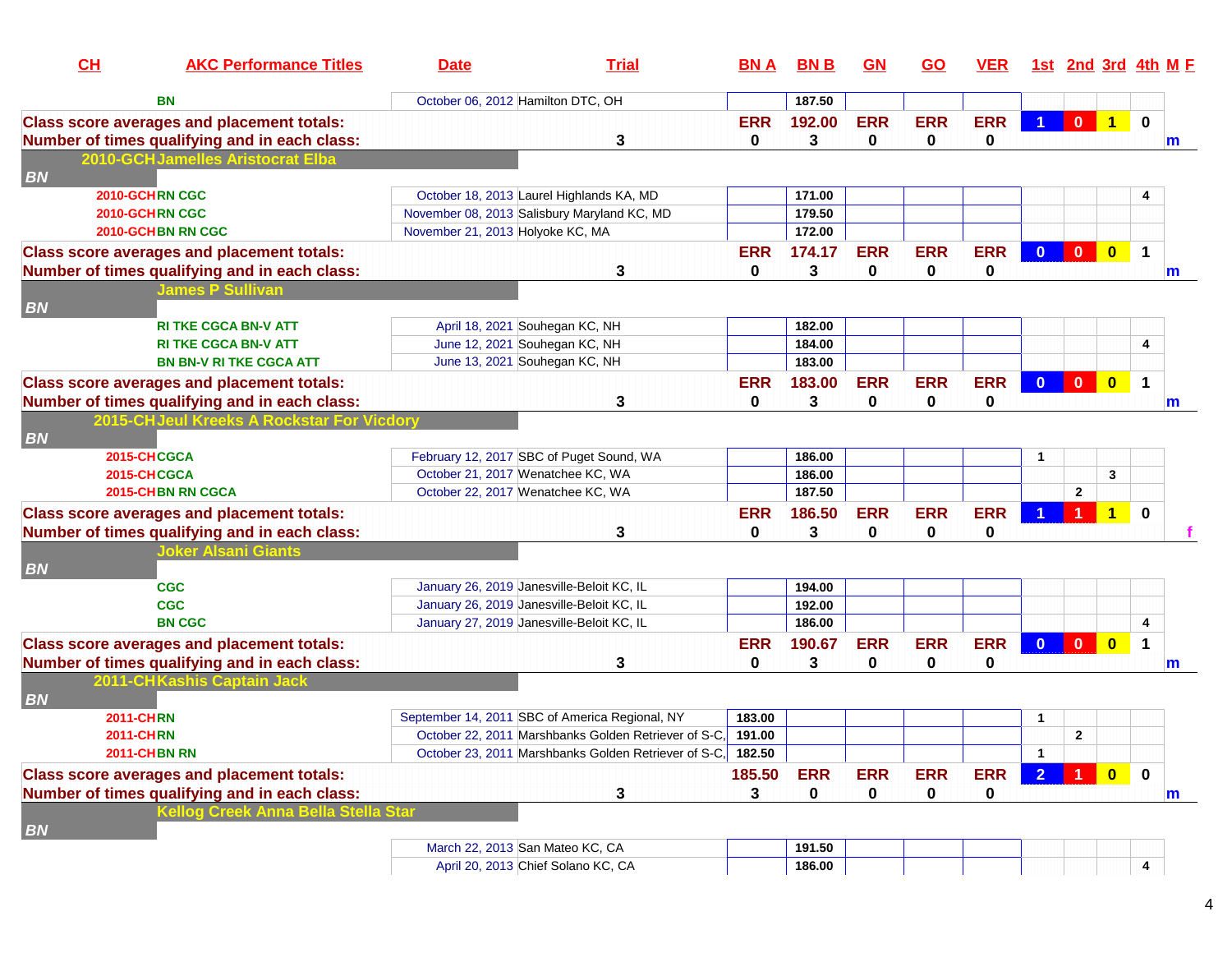| CH | AKC Performance Titles | Date | Trial | BN A | BN B | GN | GO | VER | 1st | 2nd | 3rd | 4th | M | F |
|---|---|---|---|---|---|---|---|---|---|---|---|---|---|---|
| | BN | October 06, 2012 | Hamilton DTC, OH | | 187.50 | | | | | | | | | |
| **Class score averages and placement totals:** | | | | ERR | 192.00 | ERR | ERR | ERR | 1 | 0 | 1 | 0 | | |
| **Number of times qualifying and in each class:** | | | 3 | 0 | 3 | 0 | 0 | 0 | | | | | m | |
| **2010-GCH** | **Jamelles Aristocrat Elba** | | | | | | | | | | | | | |
| *BN* | | | | | | | | | | | | | | |
| 2010-GCH | RN CGC | October 18, 2013 | Laurel Highlands KA, MD | | 171.00 | | | | | | | 4 | | |
| 2010-GCH | RN CGC | November 08, 2013 | Salisbury Maryland KC, MD | | 179.50 | | | | | | | | | |
| 2010-GCH | BN RN CGC | November 21, 2013 | Holyoke KC, MA | | 172.00 | | | | | | | | | |
| **Class score averages and placement totals:** | | | | ERR | 174.17 | ERR | ERR | ERR | 0 | 0 | 0 | 1 | | |
| **Number of times qualifying and in each class:** | | | 3 | 0 | 3 | 0 | 0 | 0 | | | | | m | |
| | **James P Sullivan** | | | | | | | | | | | | | |
| *BN* | | | | | | | | | | | | | | |
| | RI TKE CGCA BN-V ATT | April 18, 2021 | Souhegan KC, NH | | 182.00 | | | | | | | | | |
| | RI TKE CGCA BN-V ATT | June 12, 2021 | Souhegan KC, NH | | 184.00 | | | | | | | 4 | | |
| | BN BN-V RI TKE CGCA ATT | June 13, 2021 | Souhegan KC, NH | | 183.00 | | | | | | | | | |
| **Class score averages and placement totals:** | | | | ERR | 183.00 | ERR | ERR | ERR | 0 | 0 | 0 | 1 | | |
| **Number of times qualifying and in each class:** | | | 3 | 0 | 3 | 0 | 0 | 0 | | | | | m | |
| **2015-CH** | **Jeul Kreeks A Rockstar For Vicdory** | | | | | | | | | | | | | |
| *BN* | | | | | | | | | | | | | | |
| 2015-CH | CGCA | February 12, 2017 | SBC of Puget Sound, WA | | 186.00 | | | | 1 | | | | | |
| 2015-CH | CGCA | October 21, 2017 | Wenatchee KC, WA | | 186.00 | | | | | | 3 | | | |
| 2015-CH | BN RN CGCA | October 22, 2017 | Wenatchee KC, WA | | 187.50 | | | | | 2 | | | | |
| **Class score averages and placement totals:** | | | | ERR | 186.50 | ERR | ERR | ERR | 1 | 1 | 1 | 0 | | |
| **Number of times qualifying and in each class:** | | | 3 | 0 | 3 | 0 | 0 | 0 | | | | | | f |
| | **Joker Alsani Giants** | | | | | | | | | | | | | |
| *BN* | | | | | | | | | | | | | | |
| | CGC | January 26, 2019 | Janesville-Beloit KC, IL | | 194.00 | | | | | | | | | |
| | CGC | January 26, 2019 | Janesville-Beloit KC, IL | | 192.00 | | | | | | | | | |
| | BN CGC | January 27, 2019 | Janesville-Beloit KC, IL | | 186.00 | | | | | | | 4 | | |
| **Class score averages and placement totals:** | | | | ERR | 190.67 | ERR | ERR | ERR | 0 | 0 | 0 | 1 | | |
| **Number of times qualifying and in each class:** | | | 3 | 0 | 3 | 0 | 0 | 0 | | | | | m | |
| **2011-CH** | **Kashis Captain Jack** | | | | | | | | | | | | | |
| *BN* | | | | | | | | | | | | | | |
| 2011-CH | RN | September 14, 2011 | SBC of America Regional, NY | 183.00 | | | | | 1 | | | | | |
| 2011-CH | RN | October 22, 2011 | Marshbanks Golden Retriever of S-C, | 191.00 | | | | | | 2 | | | | |
| 2011-CH | BN RN | October 23, 2011 | Marshbanks Golden Retriever of S-C, | 182.50 | | | | | 1 | | | | | |
| **Class score averages and placement totals:** | | | | 185.50 | ERR | ERR | ERR | ERR | 2 | 1 | 0 | 0 | | |
| **Number of times qualifying and in each class:** | | | 3 | 3 | 0 | 0 | 0 | 0 | | | | | m | |
| | **Kellog Creek Anna Bella Stella Star** | | | | | | | | | | | | | |
| *BN* | | | | | | | | | | | | | | |
| | | March 22, 2013 | San Mateo KC, CA | | 191.50 | | | | | | | | | |
| | | April 20, 2013 | Chief Solano KC, CA | | 186.00 | | | | | | | 4 | | |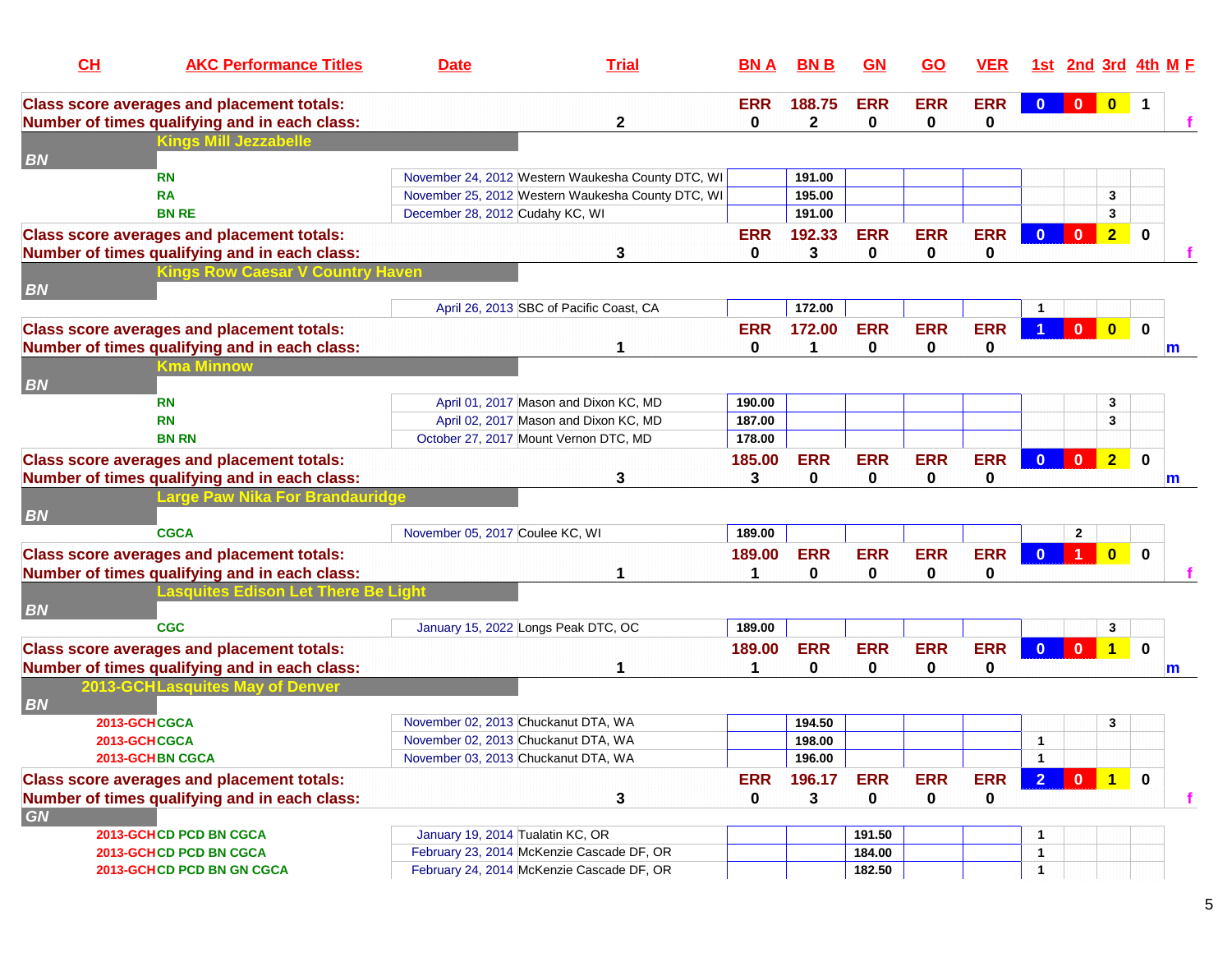| CH | AKC Performance Titles | Date | Trial | BN A | BN B | GN | GO | VER | 1st | 2nd | 3rd | 4th | M F |
|---|---|---|---|---|---|---|---|---|---|---|---|---|---|
| **Class score averages and placement totals:** | | | | ERR | 188.75 | ERR | ERR | ERR | 0 | 0 | 0 | 1 | |
| **Number of times qualifying and in each class:** | | | 2 | 0 | 2 | 0 | 0 | 0 | | | | | f |
| | **Kings Mill Jezzabele** | | | | | | | | | | | | |
| ***BN*** | | | | | | | | | | | | | |
| | RN | November 24, 2012 | Western Waukesha County DTC, WI | | 191.00 | | | | | | | | |
| | RA | November 25, 2012 | Western Waukesha County DTC, WI | | 195.00 | | | | | | 3 | | |
| | BN RE | December 28, 2012 | Cudahy KC, WI | | 191.00 | | | | | | 3 | | |
| **Class score averages and placement totals:** | | | | ERR | 192.33 | ERR | ERR | ERR | 0 | 0 | 2 | 0 | |
| **Number of times qualifying and in each class:** | | | 3 | 0 | 3 | 0 | 0 | 0 | | | | | f |
| | **Kings Row Caesar V Country Haven** | | | | | | | | | | | | |
| ***BN*** | | | | | | | | | | | | | |
| | | April 26, 2013 | SBC of Pacific Coast, CA | | 172.00 | | | | 1 | | | | |
| **Class score averages and placement totals:** | | | | ERR | 172.00 | ERR | ERR | ERR | 1 | 0 | 0 | 0 | |
| **Number of times qualifying and in each class:** | | | 1 | 0 | 1 | 0 | 0 | 0 | | | | | m |
| | **Kma Minnow** | | | | | | | | | | | | |
| ***BN*** | | | | | | | | | | | | | |
| | RN | April 01, 2017 | Mason and Dixon KC, MD | 190.00 | | | | | | | 3 | | |
| | RN | April 02, 2017 | Mason and Dixon KC, MD | 187.00 | | | | | | | 3 | | |
| | BN RN | October 27, 2017 | Mount Vernon DTC, MD | 178.00 | | | | | | | | | |
| **Class score averages and placement totals:** | | | | 185.00 | ERR | ERR | ERR | ERR | 0 | 0 | 2 | 0 | |
| **Number of times qualifying and in each class:** | | | 3 | 3 | 0 | 0 | 0 | 0 | | | | | m |
| | **Large Paw Nika For Brandauridge** | | | | | | | | | | | | |
| ***BN*** | | | | | | | | | | | | | |
| | CGCA | November 05, 2017 | Coulee KC, WI | 189.00 | | | | | | 2 | | | |
| **Class score averages and placement totals:** | | | | 189.00 | ERR | ERR | ERR | ERR | 0 | 1 | 0 | 0 | |
| **Number of times qualifying and in each class:** | | | 1 | 1 | 0 | 0 | 0 | 0 | | | | | f |
| | **Lasquites Edison Let There Be Light** | | | | | | | | | | | | |
| ***BN*** | | | | | | | | | | | | | |
| | CGC | January 15, 2022 | Longs Peak DTC, OC | 189.00 | | | | | | | 3 | | |
| **Class score averages and placement totals:** | | | | 189.00 | ERR | ERR | ERR | ERR | 0 | 0 | 1 | 0 | |
| **Number of times qualifying and in each class:** | | | 1 | 1 | 0 | 0 | 0 | 0 | | | | | m |
| 2013-GCH | **Lasquites May of Denver** | | | | | | | | | | | | |
| ***BN*** | | | | | | | | | | | | | |
| 2013-GCH | CGCA | November 02, 2013 | Chuckanut DTA, WA | | 194.50 | | | | | | 3 | | |
| 2013-GCH | CGCA | November 02, 2013 | Chuckanut DTA, WA | | 198.00 | | | | 1 | | | | |
| 2013-GCH | BN CGCA | November 03, 2013 | Chuckanut DTA, WA | | 196.00 | | | | 1 | | | | |
| **Class score averages and placement totals:** | | | | ERR | 196.17 | ERR | ERR | ERR | 2 | 0 | 1 | 0 | |
| **Number of times qualifying and in each class:** | | | 3 | 0 | 3 | 0 | 0 | 0 | | | | | f |
| ***GN*** | | | | | | | | | | | | | |
| 2013-GCH | CD PCD BN CGCA | January 19, 2014 | Tualatin KC, OR | | | 191.50 | | | 1 | | | | |
| 2013-GCH | CD PCD BN CGCA | February 23, 2014 | McKenzie Cascade DF, OR | | | 184.00 | | | 1 | | | | |
| 2013-GCH | CD PCD BN GN CGCA | February 24, 2014 | McKenzie Cascade DF, OR | | | 182.50 | | | 1 | | | | |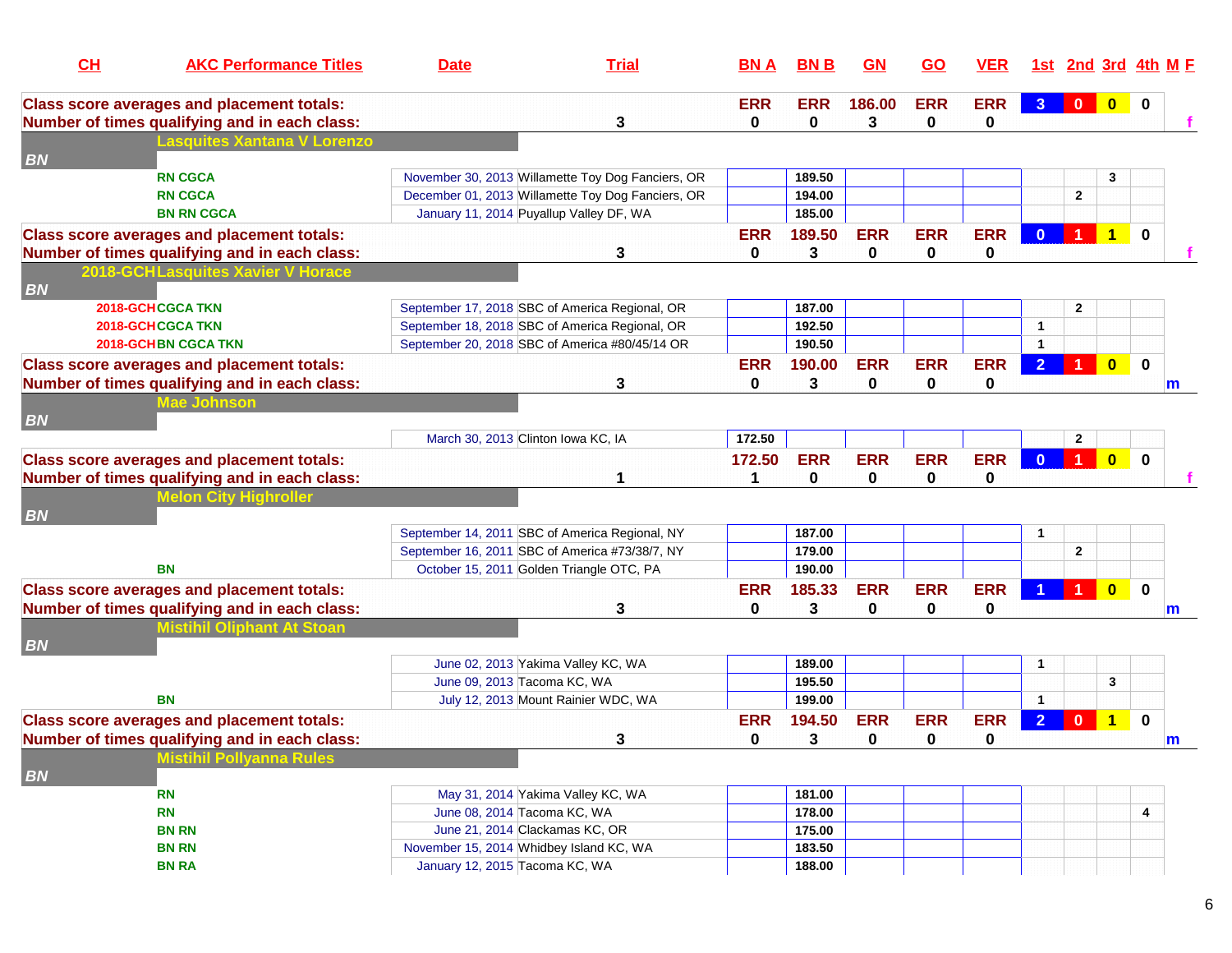| CH | AKC Performance Titles | Date | Trial | BN A | BN B | GN | GO | VER | 1st | 2nd | 3rd | 4th | M F |
|---|---|---|---|---|---|---|---|---|---|---|---|---|---|
| **Class score averages and placement totals:** | | | | ERR | ERR | 186.00 | ERR | ERR | 3 | 0 | 0 | 0 | |
| **Number of times qualifying and in each class:** | | | 3 | 0 | 0 | 3 | 0 | 0 | | | | | f |
| | **Lasquites Xantana V Lorenzo** | | | | | | | | | | | | |
| *BN* | | | | | | | | | | | | | |
| | RN CGCA | November 30, 2013 | Willamette Toy Dog Fanciers, OR | | 189.50 | | | | | | 3 | | |
| | RN CGCA | December 01, 2013 | Willamette Toy Dog Fanciers, OR | | 194.00 | | | | | 2 | | | |
| | BN RN CGCA | January 11, 2014 | Puyallup Valley DF, WA | | 185.00 | | | | | | | | |
| **Class score averages and placement totals:** | | | | ERR | 189.50 | ERR | ERR | ERR | 0 | 1 | 1 | 0 | |
| **Number of times qualifying and in each class:** | | | 3 | 0 | 3 | 0 | 0 | 0 | | | | | f |
| 2018-GCH | **Lasquites Xavier V Horace** | | | | | | | | | | | | |
| *BN* | | | | | | | | | | | | | |
| 2018-GCH | CGCA TKN | September 17, 2018 | SBC of America Regional, OR | | 187.00 | | | | | 2 | | | |
| 2018-GCH | CGCA TKN | September 18, 2018 | SBC of America Regional, OR | | 192.50 | | | | 1 | | | | |
| 2018-GCH | BN CGCA TKN | September 20, 2018 | SBC of America #80/45/14 OR | | 190.50 | | | | 1 | | | | |
| **Class score averages and placement totals:** | | | | ERR | 190.00 | ERR | ERR | ERR | 2 | 1 | 0 | 0 | |
| **Number of times qualifying and in each class:** | | | 3 | 0 | 3 | 0 | 0 | 0 | | | | | m |
| | **Mae Johnson** | | | | | | | | | | | | |
| *BN* | | | | | | | | | | | | | |
| | | March 30, 2013 | Clinton Iowa KC, IA | 172.50 | | | | | | 2 | | | |
| **Class score averages and placement totals:** | | | | 172.50 | ERR | ERR | ERR | ERR | 0 | 1 | 0 | 0 | |
| **Number of times qualifying and in each class:** | | | 1 | 1 | 0 | 0 | 0 | 0 | | | | | f |
| | **Melon City Highroller** | | | | | | | | | | | | |
| *BN* | | | | | | | | | | | | | |
| | | September 14, 2011 | SBC of America Regional, NY | | 187.00 | | | | 1 | | | | |
| | | September 16, 2011 | SBC of America #73/38/7, NY | | 179.00 | | | | | 2 | | | |
| | BN | October 15, 2011 | Golden Triangle OTC, PA | | 190.00 | | | | | | | | |
| **Class score averages and placement totals:** | | | | ERR | 185.33 | ERR | ERR | ERR | 1 | 1 | 0 | 0 | |
| **Number of times qualifying and in each class:** | | | 3 | 0 | 3 | 0 | 0 | 0 | | | | | m |
| | **Mistihil Oliphant At Stoan** | | | | | | | | | | | | |
| *BN* | | | | | | | | | | | | | |
| | | June 02, 2013 | Yakima Valley KC, WA | | 189.00 | | | | 1 | | | | |
| | | June 09, 2013 | Tacoma KC, WA | | 195.50 | | | | | | 3 | | |
| | BN | July 12, 2013 | Mount Rainier WDC, WA | | 199.00 | | | | 1 | | | | |
| **Class score averages and placement totals:** | | | | ERR | 194.50 | ERR | ERR | ERR | 2 | 0 | 1 | 0 | |
| **Number of times qualifying and in each class:** | | | 3 | 0 | 3 | 0 | 0 | 0 | | | | | m |
| | **Mistihil Pollyanna Rules** | | | | | | | | | | | | |
| *BN* | | | | | | | | | | | | | |
| | RN | May 31, 2014 | Yakima Valley KC, WA | | 181.00 | | | | | | | | |
| | RN | June 08, 2014 | Tacoma KC, WA | | 178.00 | | | | | | | 4 | |
| | BN RN | June 21, 2014 | Clackamas KC, OR | | 175.00 | | | | | | | | |
| | BN RN | November 15, 2014 | Whidbey Island KC, WA | | 183.50 | | | | | | | | |
| | BN RA | January 12, 2015 | Tacoma KC, WA | | 188.00 | | | | | | | | |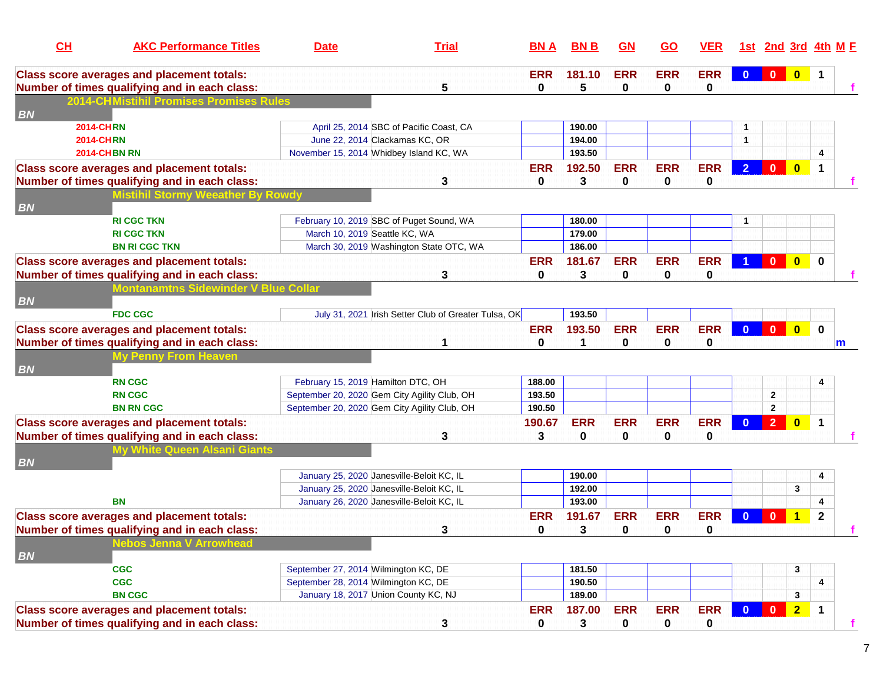| CH | AKC Performance Titles | Date | Trial | BN A | BN B | GN | GO | VER | 1st | 2nd | 3rd | 4th | M F |
|---|---|---|---|---|---|---|---|---|---|---|---|---|---|
| **Class score averages and placement totals:** | | | | ERR | 181.10 | ERR | ERR | ERR | 0 | 0 | 0 | 1 | |
| **Number of times qualifying and in each class:** | | | 5 | 0 | 5 | 0 | 0 | 0 | | | | | f |
| **2014-CH** | **Mistihil Promises Promises Rules** | | | | | | | | | | | | |
| *BN* | | | | | | | | | | | | | |
| 2014-CH | RN | April 25, 2014 | SBC of Pacific Coast, CA | | 190.00 | | | | 1 | | | | |
| 2014-CH | RN | June 22, 2014 | Clackamas KC, OR | | 194.00 | | | | 1 | | | | |
| 2014-CH | BN RN | November 15, 2014 | Whidbey Island KC, WA | | 193.50 | | | | | | | 4 | |
| **Class score averages and placement totals:** | | | | ERR | 192.50 | ERR | ERR | ERR | 2 | 0 | 0 | 1 | |
| **Number of times qualifying and in each class:** | | | 3 | 0 | 3 | 0 | 0 | 0 | | | | | f |
| | **Mistihil Stormy Weeather By Rowdy** | | | | | | | | | | | | |
| *BN* | | | | | | | | | | | | | |
| | RI CGC TKN | February 10, 2019 | SBC of Puget Sound, WA | | 180.00 | | | | 1 | | | | |
| | RI CGC TKN | March 10, 2019 | Seattle KC, WA | | 179.00 | | | | | | | | |
| | BN RI CGC TKN | March 30, 2019 | Washington State OTC, WA | | 186.00 | | | | | | | | |
| **Class score averages and placement totals:** | | | | ERR | 181.67 | ERR | ERR | ERR | 1 | 0 | 0 | 0 | |
| **Number of times qualifying and in each class:** | | | 3 | 0 | 3 | 0 | 0 | 0 | | | | | f |
| | **Montanamtns Sidewinder V Blue Collar** | | | | | | | | | | | | |
| *BN* | | | | | | | | | | | | | |
| | FDC CGC | July 31, 2021 | Irish Setter Club of Greater Tulsa, OK | | 193.50 | | | | | | | | |
| **Class score averages and placement totals:** | | | | ERR | 193.50 | ERR | ERR | ERR | 0 | 0 | 0 | 0 | |
| **Number of times qualifying and in each class:** | | | 1 | 0 | 1 | 0 | 0 | 0 | | | | | m |
| | **My Penny From Heaven** | | | | | | | | | | | | |
| *BN* | | | | | | | | | | | | | |
| | RN CGC | February 15, 2019 | Hamilton DTC, OH | 188.00 | | | | | | | | 4 | |
| | RN CGC | September 20, 2020 | Gem City Agility Club, OH | 193.50 | | | | | | 2 | | | |
| | BN RN CGC | September 20, 2020 | Gem City Agility Club, OH | 190.50 | | | | | | 2 | | | |
| **Class score averages and placement totals:** | | | | 190.67 | ERR | ERR | ERR | ERR | 0 | 2 | 0 | 1 | |
| **Number of times qualifying and in each class:** | | | 3 | 3 | 0 | 0 | 0 | 0 | | | | | f |
| | **My White Queen Alsani Giants** | | | | | | | | | | | | |
| *BN* | | | | | | | | | | | | | |
| | | January 25, 2020 | Janesville-Beloit KC, IL | | 190.00 | | | | | | | 4 | |
| | | January 25, 2020 | Janesville-Beloit KC, IL | | 192.00 | | | | | | 3 | | |
| | BN | January 26, 2020 | Janesville-Beloit KC, IL | | 193.00 | | | | | | | 4 | |
| **Class score averages and placement totals:** | | | | ERR | 191.67 | ERR | ERR | ERR | 0 | 0 | 1 | 2 | |
| **Number of times qualifying and in each class:** | | | 3 | 0 | 3 | 0 | 0 | 0 | | | | | f |
| | **Nebos Jenna V Arrowhead** | | | | | | | | | | | | |
| *BN* | | | | | | | | | | | | | |
| | CGC | September 27, 2014 | Wilmington KC, DE | | 181.50 | | | | | | 3 | | |
| | CGC | September 28, 2014 | Wilmington KC, DE | | 190.50 | | | | | | | 4 | |
| | BN CGC | January 18, 2017 | Union County KC, NJ | | 189.00 | | | | | | 3 | | |
| **Class score averages and placement totals:** | | | | ERR | 187.00 | ERR | ERR | ERR | 0 | 0 | 2 | 1 | |
| **Number of times qualifying and in each class:** | | | 3 | 0 | 3 | 0 | 0 | 0 | | | | | f |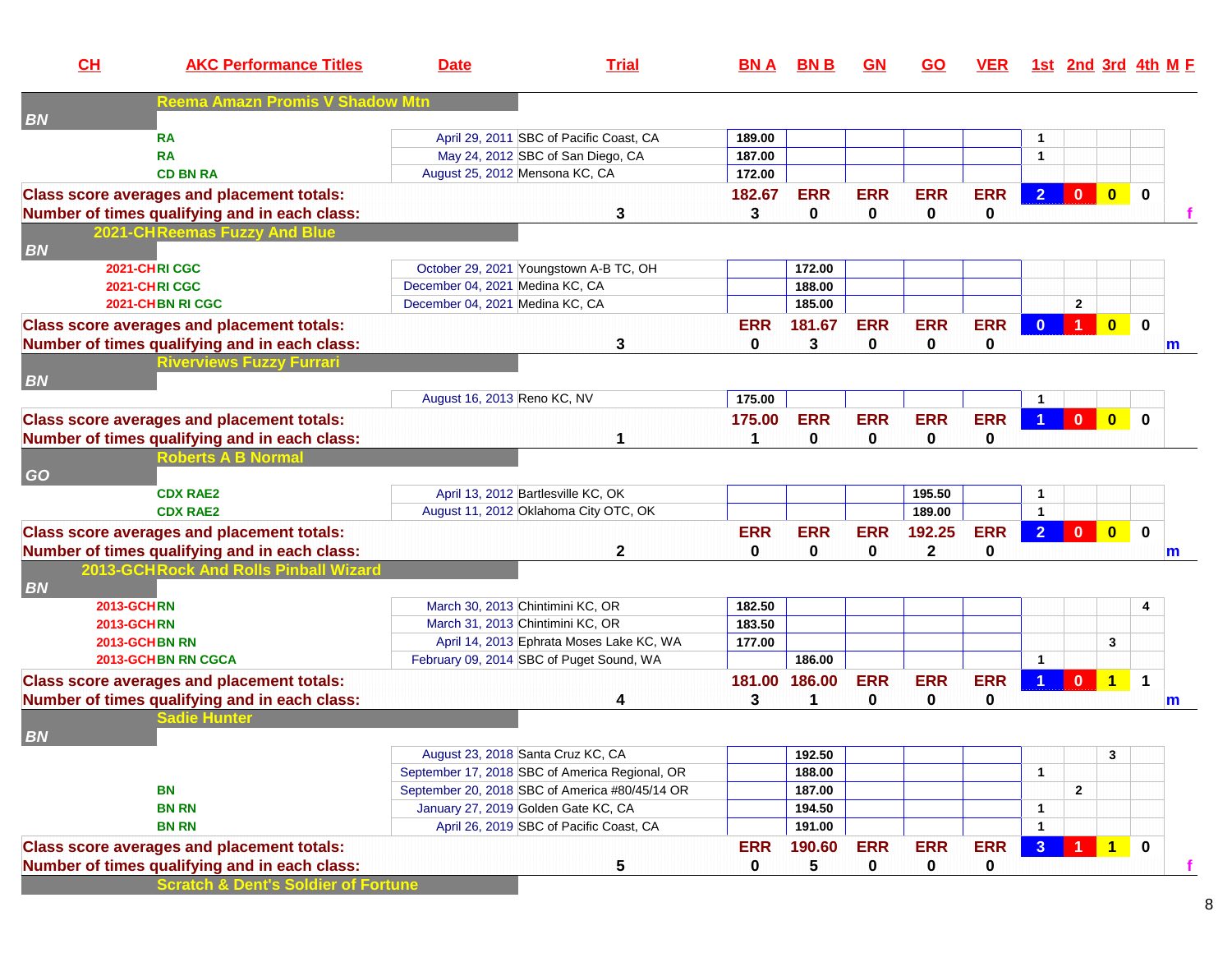| CH | AKC Performance Titles | Date | Trial | BN A | BN B | GN | GO | VER | 1st | 2nd | 3rd | 4th | M F |
|---|---|---|---|---|---|---|---|---|---|---|---|---|---|
| | **Reema Amazn Promis V Shadow Mtn** | | | | | | | | | | | | |
| *BN* | | | | | | | | | | | | | |
| | RA | April 29, 2011 | SBC of Pacific Coast, CA | 189.00 | | | | | 1 | | | | |
| | RA | May 24, 2012 | SBC of San Diego, CA | 187.00 | | | | | 1 | | | | |
| | CD BN RA | August 25, 2012 | Mensona KC, CA | 172.00 | | | | | | | | | |
| **Class score averages and placement totals:** | | | | **182.67** | **ERR** | **ERR** | **ERR** | **ERR** | **2** | **0** | **0** | **0** | |
| **Number of times qualifying and in each class:** | | | **3** | **3** | **0** | **0** | **0** | **0** | | | | | **f** |
| 2021-CH | **Reemas Fuzzy And Blue** | | | | | | | | | | | | |
| *BN* | | | | | | | | | | | | | |
| 2021-CH | RI CGC | October 29, 2021 | Youngstown A-B TC, OH | | 172.00 | | | | | | | | |
| 2021-CH | RI CGC | December 04, 2021 | Medina KC, CA | | 188.00 | | | | | | | | |
| 2021-CH | BN RI CGC | December 04, 2021 | Medina KC, CA | | 185.00 | | | | | 2 | | | |
| **Class score averages and placement totals:** | | | | **ERR** | **181.67** | **ERR** | **ERR** | **ERR** | **0** | **1** | **0** | **0** | |
| **Number of times qualifying and in each class:** | | | **3** | **0** | **3** | **0** | **0** | **0** | | | | | **m** |
| | **Riverviews Fuzzy Furrari** | | | | | | | | | | | | |
| *BN* | | | | | | | | | | | | | |
| | | August 16, 2013 | Reno KC, NV | 175.00 | | | | | 1 | | | | |
| **Class score averages and placement totals:** | | | | **175.00** | **ERR** | **ERR** | **ERR** | **ERR** | **1** | **0** | **0** | **0** | |
| **Number of times qualifying and in each class:** | | | **1** | **1** | **0** | **0** | **0** | **0** | | | | | |
| | **Roberts A B Normal** | | | | | | | | | | | | |
| *GO* | | | | | | | | | | | | | |
| | CDX RAE2 | April 13, 2012 | Bartlesville KC, OK | | | | 195.50 | | 1 | | | | |
| | CDX RAE2 | August 11, 2012 | Oklahoma City OTC, OK | | | | 189.00 | | 1 | | | | |
| **Class score averages and placement totals:** | | | | **ERR** | **ERR** | **ERR** | **192.25** | **ERR** | **2** | **0** | **0** | **0** | |
| **Number of times qualifying and in each class:** | | | **2** | **0** | **0** | **0** | **2** | **0** | | | | | **m** |
| 2013-GCH | **Rock And Rolls Pinball Wizard** | | | | | | | | | | | | |
| *BN* | | | | | | | | | | | | | |
| 2013-GCH | RN | March 30, 2013 | Chintimini KC, OR | 182.50 | | | | | | | | 4 | |
| 2013-GCH | RN | March 31, 2013 | Chintimini KC, OR | 183.50 | | | | | | | | | |
| 2013-GCH | BN RN | April 14, 2013 | Ephrata Moses Lake KC, WA | 177.00 | | | | | | | 3 | | |
| 2013-GCH | BN RN CGCA | February 09, 2014 | SBC of Puget Sound, WA | | 186.00 | | | | 1 | | | | |
| **Class score averages and placement totals:** | | | | **181.00** | **186.00** | **ERR** | **ERR** | **ERR** | **1** | **0** | **1** | **1** | |
| **Number of times qualifying and in each class:** | | | **4** | **3** | **1** | **0** | **0** | **0** | | | | | **m** |
| | **Sadie Hunter** | | | | | | | | | | | | |
| *BN* | | | | | | | | | | | | | |
| | | August 23, 2018 | Santa Cruz KC, CA | | 192.50 | | | | | | 3 | | |
| | | September 17, 2018 | SBC of America Regional, OR | | 188.00 | | | | 1 | | | | |
| | BN | September 20, 2018 | SBC of America #80/45/14 OR | | 187.00 | | | | | 2 | | | |
| | BN RN | January 27, 2019 | Golden Gate KC, CA | | 194.50 | | | | 1 | | | | |
| | BN RN | April 26, 2019 | SBC of Pacific Coast, CA | | 191.00 | | | | 1 | | | | |
| **Class score averages and placement totals:** | | | | **ERR** | **190.60** | **ERR** | **ERR** | **ERR** | **3** | **1** | **1** | **0** | |
| **Number of times qualifying and in each class:** | | | **5** | **0** | **5** | **0** | **0** | **0** | | | | | **f** |
| | **Scratch & Dent's Soldier of Fortune** | | | | | | | | | | | | |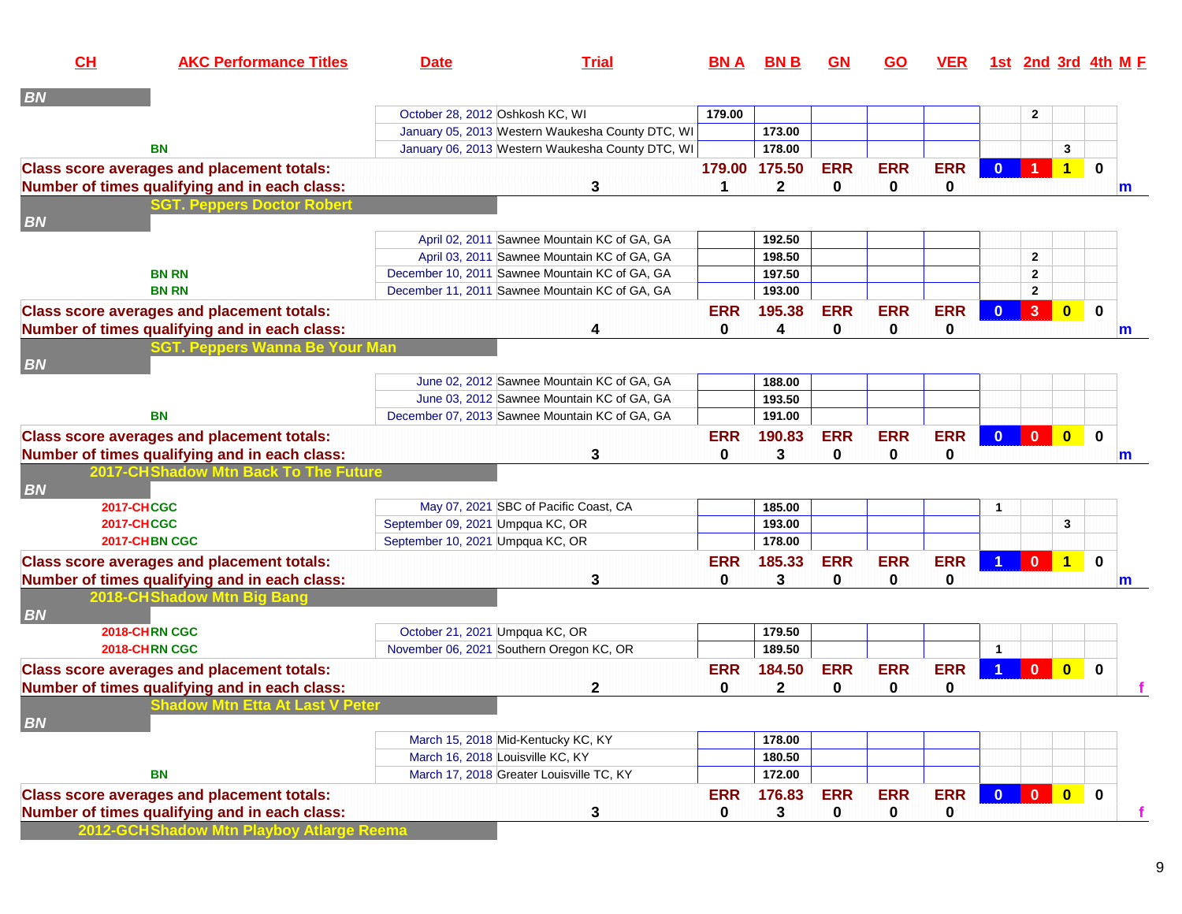| CH | AKC Performance Titles | Date | Trial | BN A | BN B | GN | GO | VER | 1st | 2nd | 3rd | 4th | M F |
|---|---|---|---|---|---|---|---|---|---|---|---|---|---|
| ***BN*** | | | | | | | | | | | | | |
| | | October 28, 2012 | Oshkosh KC, WI | 179.00 | | | | | | 2 | | | |
| | | January 05, 2013 | Western Waukesha County DTC, WI | | 173.00 | | | | | | | | |
| | BN | January 06, 2013 | Western Waukesha County DTC, WI | | 178.00 | | | | | | 3 | | |
| **Class score averages and placement totals:** | | | | 179.00 | 175.50 | ERR | ERR | ERR | 0 | 1 | 1 | 0 | |
| **Number of times qualifying and in each class:** | | | 3 | 1 | 2 | 0 | 0 | 0 | | | | | m |
| | **SGT. Peppers Doctor Robert** | | | | | | | | | | | | |
| ***BN*** | | | | | | | | | | | | | |
| | | April 02, 2011 | Sawnee Mountain KC of GA, GA | | 192.50 | | | | | | | | |
| | | April 03, 2011 | Sawnee Mountain KC of GA, GA | | 198.50 | | | | | 2 | | | |
| | BN RN | December 10, 2011 | Sawnee Mountain KC of GA, GA | | 197.50 | | | | | 2 | | | |
| | BN RN | December 11, 2011 | Sawnee Mountain KC of GA, GA | | 193.00 | | | | | 2 | | | |
| **Class score averages and placement totals:** | | | | ERR | 195.38 | ERR | ERR | ERR | 0 | 3 | 0 | 0 | |
| **Number of times qualifying and in each class:** | | | 4 | 0 | 4 | 0 | 0 | 0 | | | | | m |
| | **SGT. Peppers Wanna Be Your Man** | | | | | | | | | | | | |
| ***BN*** | | | | | | | | | | | | | |
| | | June 02, 2012 | Sawnee Mountain KC of GA, GA | | 188.00 | | | | | | | | |
| | | June 03, 2012 | Sawnee Mountain KC of GA, GA | | 193.50 | | | | | | | | |
| | BN | December 07, 2013 | Sawnee Mountain KC of GA, GA | | 191.00 | | | | | | | | |
| **Class score averages and placement totals:** | | | | ERR | 190.83 | ERR | ERR | ERR | 0 | 0 | 0 | 0 | |
| **Number of times qualifying and in each class:** | | | 3 | 0 | 3 | 0 | 0 | 0 | | | | | m |
| **2017-CH** | **Shadow Mtn Back To The Future** | | | | | | | | | | | | |
| ***BN*** | | | | | | | | | | | | | |
| 2017-CH | CGC | May 07, 2021 | SBC of Pacific Coast, CA | | 185.00 | | | | 1 | | | | |
| 2017-CH | CGC | September 09, 2021 | Umpqua KC, OR | | 193.00 | | | | | | 3 | | |
| 2017-CH | BN CGC | September 10, 2021 | Umpqua KC, OR | | 178.00 | | | | | | | | |
| **Class score averages and placement totals:** | | | | ERR | 185.33 | ERR | ERR | ERR | 1 | 0 | 1 | 0 | |
| **Number of times qualifying and in each class:** | | | 3 | 0 | 3 | 0 | 0 | 0 | | | | | m |
| **2018-CH** | **Shadow Mtn Big Bang** | | | | | | | | | | | | |
| ***BN*** | | | | | | | | | | | | | |
| 2018-CH | RN CGC | October 21, 2021 | Umpqua KC, OR | | 179.50 | | | | | | | | |
| 2018-CH | RN CGC | November 06, 2021 | Southern Oregon KC, OR | | 189.50 | | | | 1 | | | | |
| **Class score averages and placement totals:** | | | | ERR | 184.50 | ERR | ERR | ERR | 1 | 0 | 0 | 0 | |
| **Number of times qualifying and in each class:** | | | 2 | 0 | 2 | 0 | 0 | 0 | | | | | f |
| | **Shadow Mtn Etta At Last V Peter** | | | | | | | | | | | | |
| ***BN*** | | | | | | | | | | | | | |
| | | March 15, 2018 | Mid-Kentucky KC, KY | | 178.00 | | | | | | | | |
| | | March 16, 2018 | Louisville KC, KY | | 180.50 | | | | | | | | |
| | BN | March 17, 2018 | Greater Louisville TC, KY | | 172.00 | | | | | | | | |
| **Class score averages and placement totals:** | | | | ERR | 176.83 | ERR | ERR | ERR | 0 | 0 | 0 | 0 | |
| **Number of times qualifying and in each class:** | | | 3 | 0 | 3 | 0 | 0 | 0 | | | | | f |
| **2012-GCH** | **Shadow Mtn Playboy Atlarge Reema** | | | | | | | | | | | | |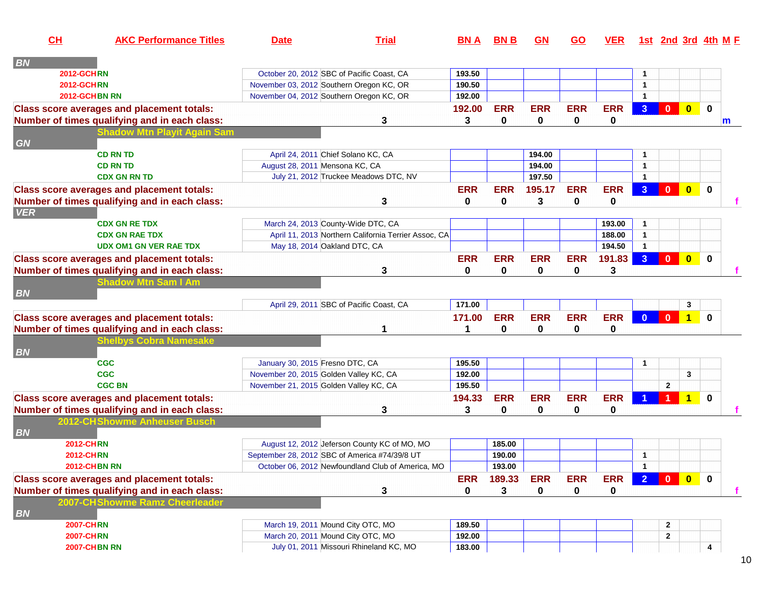| CH | AKC Performance Titles | Date | Trial | BN A | BN B | GN | GO | VER | 1st | 2nd | 3rd | 4th | M | F |
|---|---|---|---|---|---|---|---|---|---|---|---|---|---|---|
| **BN** | | | | | | | | | | | | | | |
| 2012-GCH | RN | October 20, 2012 | SBC of Pacific Coast, CA | 193.50 | | | | | 1 | | | | | |
| 2012-GCH | RN | November 03, 2012 | Southern Oregon KC, OR | 190.50 | | | | | 1 | | | | | |
| 2012-GCH | BN RN | November 04, 2012 | Southern Oregon KC, OR | 192.00 | | | | | 1 | | | | | |
| **Class score averages and placement totals:** | | | | 192.00 | ERR | ERR | ERR | ERR | 3 | 0 | 0 | 0 | | |
| **Number of times qualifying and in each class:** | | | 3 | 3 | 0 | 0 | 0 | 0 | | | | | m | |
| | **Shadow Mtn Playit Again Sam** | | | | | | | | | | | | | |
| **GN** | | | | | | | | | | | | | | |
| | CD RN TD | April 24, 2011 | Chief Solano KC, CA | | | 194.00 | | | 1 | | | | | |
| | CD RN TD | August 28, 2011 | Mensona KC, CA | | | 194.00 | | | 1 | | | | | |
| | CDX GN RN TD | July 21, 2012 | Truckee Meadows DTC, NV | | | 197.50 | | | 1 | | | | | |
| **Class score averages and placement totals:** | | | | ERR | ERR | 195.17 | ERR | ERR | 3 | 0 | 0 | 0 | | |
| **Number of times qualifying and in each class:** | | | 3 | 0 | 0 | 3 | 0 | 0 | | | | | | f |
| **VER** | | | | | | | | | | | | | | |
| | CDX GN RE TDX | March 24, 2013 | County-Wide DTC, CA | | | | | 193.00 | 1 | | | | | |
| | CDX GN RAE TDX | April 11, 2013 | Northern California Terrier Assoc, CA | | | | | 188.00 | 1 | | | | | |
| | UDX OM1 GN VER RAE TDX | May 18, 2014 | Oakland DTC, CA | | | | | 194.50 | 1 | | | | | |
| **Class score averages and placement totals:** | | | | ERR | ERR | ERR | ERR | 191.83 | 3 | 0 | 0 | 0 | | |
| **Number of times qualifying and in each class:** | | | 3 | 0 | 0 | 0 | 0 | 3 | | | | | | f |
| | **Shadow Mtn Sam I Am** | | | | | | | | | | | | | |
| **BN** | | | | | | | | | | | | | | |
| | | April 29, 2011 | SBC of Pacific Coast, CA | 171.00 | | | | | | | 3 | | | |
| **Class score averages and placement totals:** | | | | 171.00 | ERR | ERR | ERR | ERR | 0 | 0 | 1 | 0 | | |
| **Number of times qualifying and in each class:** | | | 1 | 1 | 0 | 0 | 0 | 0 | | | | | | |
| | **Shelbys Cobra Namesake** | | | | | | | | | | | | | |
| **BN** | | | | | | | | | | | | | | |
| | CGC | January 30, 2015 | Fresno DTC, CA | 195.50 | | | | | 1 | | | | | |
| | CGC | November 20, 2015 | Golden Valley KC, CA | 192.00 | | | | | | | 3 | | | |
| | CGC BN | November 21, 2015 | Golden Valley KC, CA | 195.50 | | | | | | 2 | | | | |
| **Class score averages and placement totals:** | | | | 194.33 | ERR | ERR | ERR | ERR | 1 | 1 | 1 | 0 | | |
| **Number of times qualifying and in each class:** | | | 3 | 3 | 0 | 0 | 0 | 0 | | | | | | f |
| 2012-CH | **Showme Anheuser Busch** | | | | | | | | | | | | | |
| **BN** | | | | | | | | | | | | | | |
| 2012-CH | RN | August 12, 2012 | Jeferson County KC of MO, MO | | 185.00 | | | | | | | | | |
| 2012-CH | RN | September 28, 2012 | SBC of America #74/39/8 UT | | 190.00 | | | | 1 | | | | | |
| 2012-CH | BN RN | October 06, 2012 | Newfoundland Club of America, MO | | 193.00 | | | | 1 | | | | | |
| **Class score averages and placement totals:** | | | | ERR | 189.33 | ERR | ERR | ERR | 2 | 0 | 0 | 0 | | |
| **Number of times qualifying and in each class:** | | | 3 | 0 | 3 | 0 | 0 | 0 | | | | | | f |
| 2007-CH | **Showme Ramz Cheerleader** | | | | | | | | | | | | | |
| **BN** | | | | | | | | | | | | | | |
| 2007-CH | RN | March 19, 2011 | Mound City OTC, MO | 189.50 | | | | | | 2 | | | | |
| 2007-CH | RN | March 20, 2011 | Mound City OTC, MO | 192.00 | | | | | | 2 | | | | |
| 2007-CH | BN RN | July 01, 2011 | Missouri Rhineland KC, MO | 183.00 | | | | | | | | 4 | | |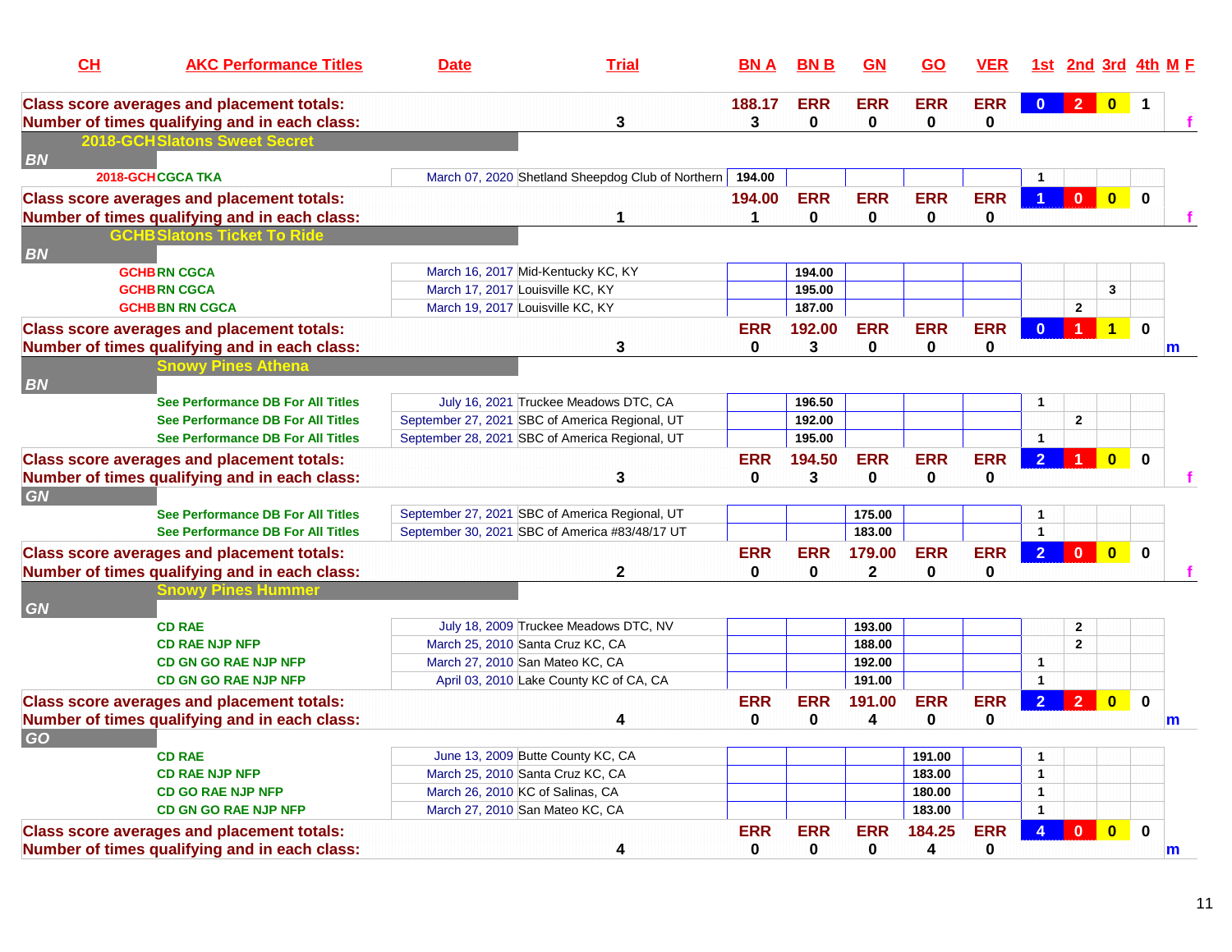| CH | AKC Performance Titles | Date | Trial | BN A | BN B | GN | GO | VER | 1st | 2nd | 3rd | 4th | M F |
|---|---|---|---|---|---|---|---|---|---|---|---|---|---|
| **Class score averages and placement totals:** | | | | **188.17** | **ERR** | **ERR** | **ERR** | **ERR** | **0** | **2** | **0** | **1** | |
| **Number of times qualifying and in each class:** | | | **3** | **3** | **0** | **0** | **0** | **0** | | | | | **f** |
| **2018-GCH Slatons Sweet Secret** | | | | | | | | | | | | | |
| ***BN*** | | | | | | | | | | | | | |
| 2018-GCH | CGCA TKA | March 07, 2020 | Shetland Sheepdog Club of Northern | 194.00 | | | | | 1 | | | | |
| **Class score averages and placement totals:** | | | | **194.00** | **ERR** | **ERR** | **ERR** | **ERR** | **1** | **0** | **0** | **0** | |
| **Number of times qualifying and in each class:** | | | **1** | **1** | **0** | **0** | **0** | **0** | | | | | **f** |
| **GCHB Slatons Ticket To Ride** | | | | | | | | | | | | | |
| ***BN*** | | | | | | | | | | | | | |
| GCHB | RN CGCA | March 16, 2017 | Mid-Kentucky KC, KY | | 194.00 | | | | | | | | |
| GCHB | RN CGCA | March 17, 2017 | Louisville KC, KY | | 195.00 | | | | | | 3 | | |
| GCHB | BN RN CGCA | March 19, 2017 | Louisville KC, KY | | 187.00 | | | | | 2 | | | |
| **Class score averages and placement totals:** | | | | **ERR** | **192.00** | **ERR** | **ERR** | **ERR** | **0** | **1** | **1** | **0** | |
| **Number of times qualifying and in each class:** | | | **3** | **0** | **3** | **0** | **0** | **0** | | | | | **m** |
| **Snowy Pines Athena** | | | | | | | | | | | | | |
| ***BN*** | | | | | | | | | | | | | |
| | See Performance DB For All Titles | July 16, 2021 | Truckee Meadows DTC, CA | | 196.50 | | | | 1 | | | | |
| | See Performance DB For All Titles | September 27, 2021 | SBC of America Regional, UT | | 192.00 | | | | | 2 | | | |
| | See Performance DB For All Titles | September 28, 2021 | SBC of America Regional, UT | | 195.00 | | | | 1 | | | | |
| **Class score averages and placement totals:** | | | | **ERR** | **194.50** | **ERR** | **ERR** | **ERR** | **2** | **1** | **0** | **0** | |
| **Number of times qualifying and in each class:** | | | **3** | **0** | **3** | **0** | **0** | **0** | | | | | **f** |
| ***GN*** | | | | | | | | | | | | | |
| | See Performance DB For All Titles | September 27, 2021 | SBC of America Regional, UT | | | 175.00 | | | 1 | | | | |
| | See Performance DB For All Titles | September 30, 2021 | SBC of America #83/48/17 UT | | | 183.00 | | | 1 | | | | |
| **Class score averages and placement totals:** | | | | **ERR** | **ERR** | **179.00** | **ERR** | **ERR** | **2** | **0** | **0** | **0** | |
| **Number of times qualifying and in each class:** | | | **2** | **0** | **0** | **2** | **0** | **0** | | | | | **f** |
| **Snowy Pines Hummer** | | | | | | | | | | | | | |
| ***GN*** | | | | | | | | | | | | | |
| | CD RAE | July 18, 2009 | Truckee Meadows DTC, NV | | | 193.00 | | | | 2 | | | |
| | CD RAE NJP NFP | March 25, 2010 | Santa Cruz KC, CA | | | 188.00 | | | | 2 | | | |
| | CD GN GO RAE NJP NFP | March 27, 2010 | San Mateo KC, CA | | | 192.00 | | | 1 | | | | |
| | CD GN GO RAE NJP NFP | April 03, 2010 | Lake County KC of CA, CA | | | 191.00 | | | 1 | | | | |
| **Class score averages and placement totals:** | | | | **ERR** | **ERR** | **191.00** | **ERR** | **ERR** | **2** | **2** | **0** | **0** | |
| **Number of times qualifying and in each class:** | | | **4** | **0** | **0** | **4** | **0** | **0** | | | | | **m** |
| ***GO*** | | | | | | | | | | | | | |
| | CD RAE | June 13, 2009 | Butte County KC, CA | | | | 191.00 | | 1 | | | | |
| | CD RAE NJP NFP | March 25, 2010 | Santa Cruz KC, CA | | | | 183.00 | | 1 | | | | |
| | CD GO RAE NJP NFP | March 26, 2010 | KC of Salinas, CA | | | | 180.00 | | 1 | | | | |
| | CD GN GO RAE NJP NFP | March 27, 2010 | San Mateo KC, CA | | | | 183.00 | | 1 | | | | |
| **Class score averages and placement totals:** | | | | **ERR** | **ERR** | **ERR** | **184.25** | **ERR** | **4** | **0** | **0** | **0** | |
| **Number of times qualifying and in each class:** | | | **4** | **0** | **0** | **0** | **4** | **0** | | | | | **m** |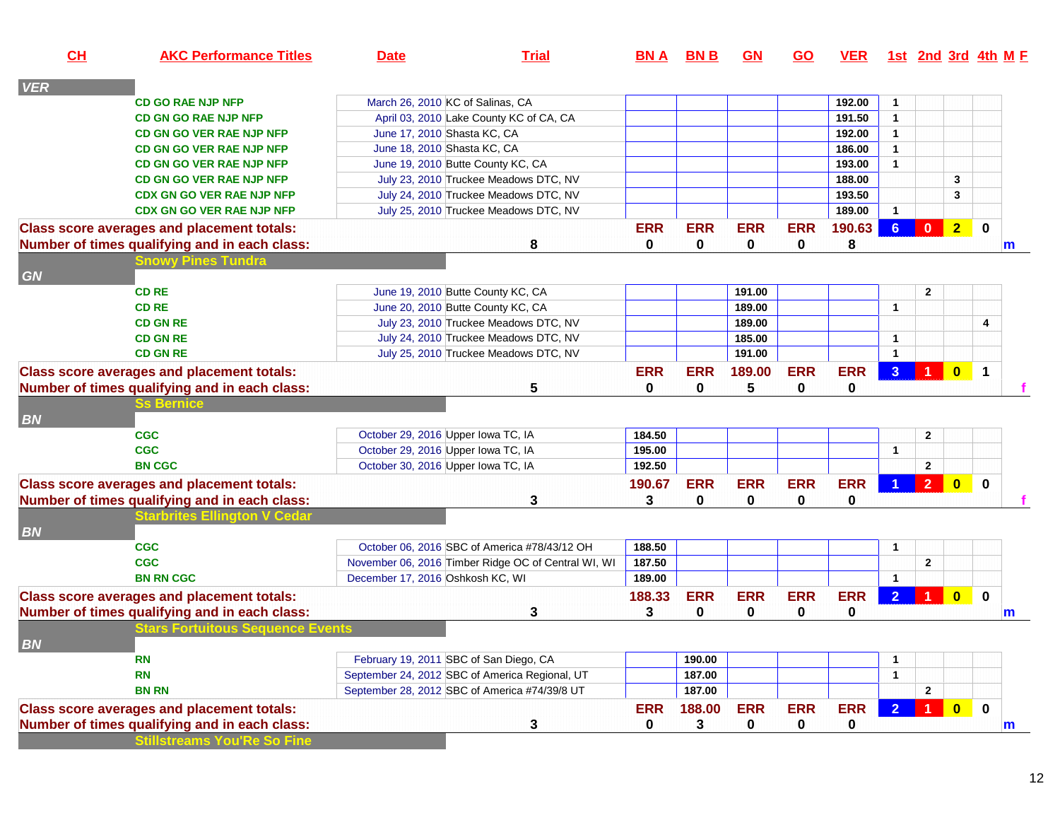| CH | AKC Performance Titles | Date | Trial | BN A | BN B | GN | GO | VER | 1st | 2nd | 3rd | 4th | M F |
|---|---|---|---|---|---|---|---|---|---|---|---|---|---|
| **VER** | | | | | | | | | | | | | |
| | CD GO RAE NJP NFP | March 26, 2010 | KC of Salinas, CA | | | | | 192.00 | 1 | | | | |
| | CD GN GO RAE NJP NFP | April 03, 2010 | Lake County KC of CA, CA | | | | | 191.50 | 1 | | | | |
| | CD GN GO VER RAE NJP NFP | June 17, 2010 | Shasta KC, CA | | | | | 192.00 | 1 | | | | |
| | CD GN GO VER RAE NJP NFP | June 18, 2010 | Shasta KC, CA | | | | | 186.00 | 1 | | | | |
| | CD GN GO VER RAE NJP NFP | June 19, 2010 | Butte County KC, CA | | | | | 193.00 | 1 | | | | |
| | CD GN GO VER RAE NJP NFP | July 23, 2010 | Truckee Meadows DTC, NV | | | | | 188.00 | | | 3 | | |
| | CDX GN GO VER RAE NJP NFP | July 24, 2010 | Truckee Meadows DTC, NV | | | | | 193.50 | | | 3 | | |
| | CDX GN GO VER RAE NJP NFP | July 25, 2010 | Truckee Meadows DTC, NV | | | | | 189.00 | 1 | | | | |
| **Class score averages and placement totals:** | | | | ERR | ERR | ERR | ERR | 190.63 | 6 | 0 | 2 | 0 | |
| **Number of times qualifying and in each class:** | | | 8 | 0 | 0 | 0 | 0 | 8 | | | | | m |
| | **Snowy Pines Tundra** | | | | | | | | | | | | |
| **GN** | | | | | | | | | | | | | |
| | CD RE | June 19, 2010 | Butte County KC, CA | | | 191.00 | | | | 2 | | | |
| | CD RE | June 20, 2010 | Butte County KC, CA | | | 189.00 | | | 1 | | | | |
| | CD GN RE | July 23, 2010 | Truckee Meadows DTC, NV | | | 189.00 | | | | | | 4 | |
| | CD GN RE | July 24, 2010 | Truckee Meadows DTC, NV | | | 185.00 | | | 1 | | | | |
| | CD GN RE | July 25, 2010 | Truckee Meadows DTC, NV | | | 191.00 | | | 1 | | | | |
| **Class score averages and placement totals:** | | | | ERR | ERR | 189.00 | ERR | ERR | 3 | 1 | 0 | 1 | |
| **Number of times qualifying and in each class:** | | | 5 | 0 | 0 | 5 | 0 | 0 | | | | | f |
| | **Ss Bernice** | | | | | | | | | | | | |
| **BN** | | | | | | | | | | | | | |
| | CGC | October 29, 2016 | Upper Iowa TC, IA | 184.50 | | | | | | 2 | | | |
| | CGC | October 29, 2016 | Upper Iowa TC, IA | 195.00 | | | | | 1 | | | | |
| | BN CGC | October 30, 2016 | Upper Iowa TC, IA | 192.50 | | | | | | 2 | | | |
| **Class score averages and placement totals:** | | | | 190.67 | ERR | ERR | ERR | ERR | 1 | 2 | 0 | 0 | |
| **Number of times qualifying and in each class:** | | | 3 | 3 | 0 | 0 | 0 | 0 | | | | | f |
| | **Starbrites Ellington V Cedar** | | | | | | | | | | | | |
| **BN** | | | | | | | | | | | | | |
| | CGC | October 06, 2016 | SBC of America #78/43/12 OH | 188.50 | | | | | 1 | | | | |
| | CGC | November 06, 2016 | Timber Ridge OC of Central WI, WI | 187.50 | | | | | | 2 | | | |
| | BN RN CGC | December 17, 2016 | Oshkosh KC, WI | 189.00 | | | | | 1 | | | | |
| **Class score averages and placement totals:** | | | | 188.33 | ERR | ERR | ERR | ERR | 2 | 1 | 0 | 0 | |
| **Number of times qualifying and in each class:** | | | 3 | 3 | 0 | 0 | 0 | 0 | | | | | m |
| | **Stars Fortuitous Sequence Events** | | | | | | | | | | | | |
| **BN** | | | | | | | | | | | | | |
| | RN | February 19, 2011 | SBC of San Diego, CA | | 190.00 | | | | 1 | | | | |
| | RN | September 24, 2012 | SBC of America Regional, UT | | 187.00 | | | | 1 | | | | |
| | BN RN | September 28, 2012 | SBC of America #74/39/8 UT | | 187.00 | | | | | 2 | | | |
| **Class score averages and placement totals:** | | | | ERR | 188.00 | ERR | ERR | ERR | 2 | 1 | 0 | 0 | |
| **Number of times qualifying and in each class:** | | | 3 | 0 | 3 | 0 | 0 | 0 | | | | | m |
| | **Stillstreams You'Re So Fine** | | | | | | | | | | | | |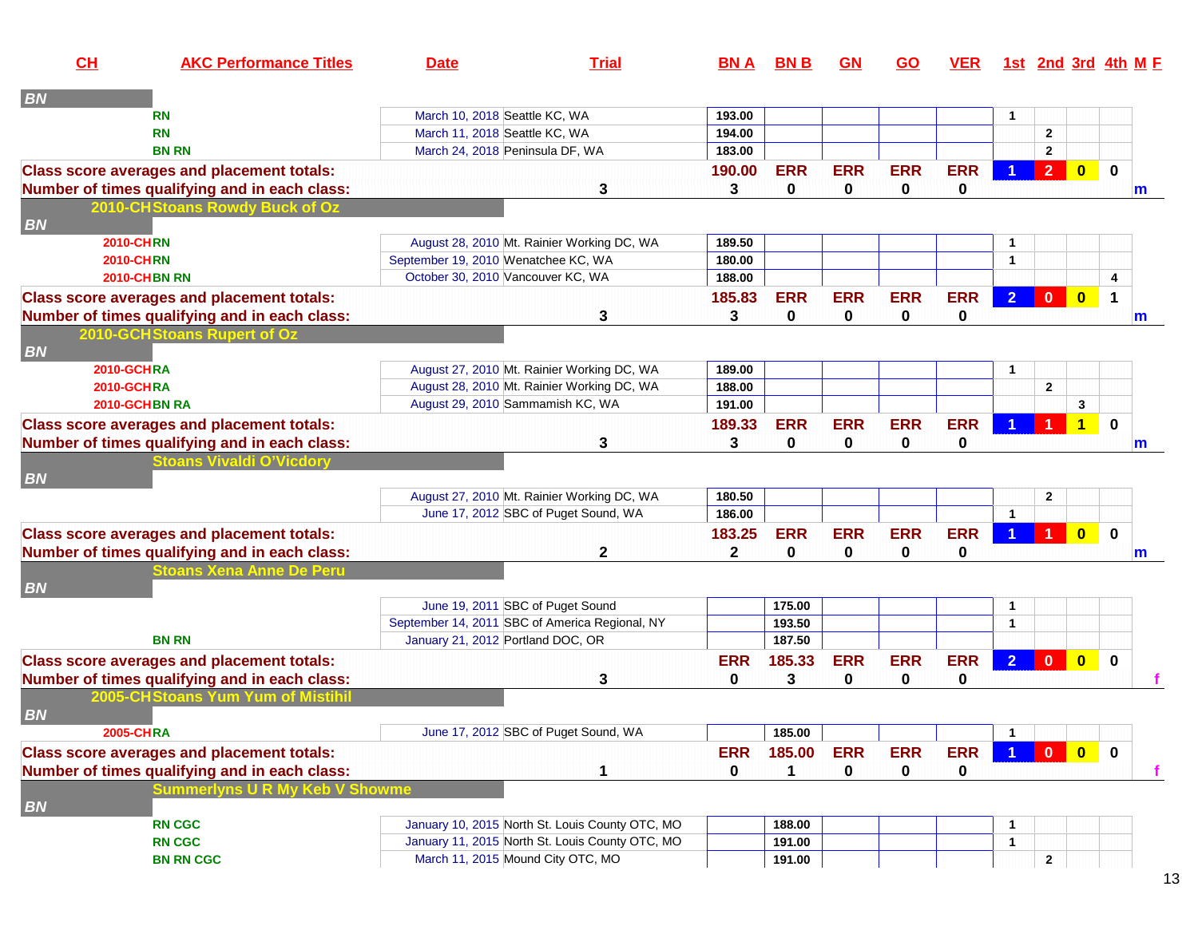| CH | AKC Performance Titles | Date | Trial | BN A | BN B | GN | GO | VER | 1st | 2nd | 3rd | 4th | M F |
|---|---|---|---|---|---|---|---|---|---|---|---|---|---|
| ***BN*** | | | | | | | | | | | | | |
| | RN | March 10, 2018 | Seattle KC, WA | 193.00 | | | | | 1 | | | | |
| | RN | March 11, 2018 | Seattle KC, WA | 194.00 | | | | | | 2 | | | |
| | BN RN | March 24, 2018 | Peninsula DF, WA | 183.00 | | | | | | 2 | | | |
| **Class score averages and placement totals:** | | | | **190.00** | **ERR** | **ERR** | **ERR** | **ERR** | **1** | **2** | **0** | **0** | |
| **Number of times qualifying and in each class:** | | | **3** | **3** | **0** | **0** | **0** | **0** | | | | | **m** |
| **2010-CH** | **Stoans Rowdy Buck of Oz** | | | | | | | | | | | | |
| ***BN*** | | | | | | | | | | | | | |
| 2010-CH | RN | August 28, 2010 | Mt. Rainier Working DC, WA | 189.50 | | | | | 1 | | | | |
| 2010-CH | RN | September 19, 2010 | Wenatchee KC, WA | 180.00 | | | | | 1 | | | | |
| 2010-CH | BN RN | October 30, 2010 | Vancouver KC, WA | 188.00 | | | | | | | | 4 | |
| **Class score averages and placement totals:** | | | | **185.83** | **ERR** | **ERR** | **ERR** | **ERR** | **2** | **0** | **0** | **1** | |
| **Number of times qualifying and in each class:** | | | **3** | **3** | **0** | **0** | **0** | **0** | | | | | **m** |
| **2010-GCH** | **Stoans Rupert of Oz** | | | | | | | | | | | | |
| ***BN*** | | | | | | | | | | | | | |
| 2010-GCH | RA | August 27, 2010 | Mt. Rainier Working DC, WA | 189.00 | | | | | 1 | | | | |
| 2010-GCH | RA | August 28, 2010 | Mt. Rainier Working DC, WA | 188.00 | | | | | | 2 | | | |
| 2010-GCH | BN RA | August 29, 2010 | Sammamish KC, WA | 191.00 | | | | | | | 3 | | |
| **Class score averages and placement totals:** | | | | **189.33** | **ERR** | **ERR** | **ERR** | **ERR** | **1** | **1** | **1** | **0** | |
| **Number of times qualifying and in each class:** | | | **3** | **3** | **0** | **0** | **0** | **0** | | | | | **m** |
| | **Stoans Vivaldi O'Vicdory** | | | | | | | | | | | | |
| ***BN*** | | | | | | | | | | | | | |
| | | August 27, 2010 | Mt. Rainier Working DC, WA | 180.50 | | | | | | 2 | | | |
| | | June 17, 2012 | SBC of Puget Sound, WA | 186.00 | | | | | 1 | | | | |
| **Class score averages and placement totals:** | | | | **183.25** | **ERR** | **ERR** | **ERR** | **ERR** | **1** | **1** | **0** | **0** | |
| **Number of times qualifying and in each class:** | | | **2** | **2** | **0** | **0** | **0** | **0** | | | | | **m** |
| | **Stoans Xena Anne De Peru** | | | | | | | | | | | | |
| ***BN*** | | | | | | | | | | | | | |
| | | June 19, 2011 | SBC of Puget Sound | | 175.00 | | | | 1 | | | | |
| | | September 14, 2011 | SBC of America Regional, NY | | 193.50 | | | | 1 | | | | |
| | BN RN | January 21, 2012 | Portland DOC, OR | | 187.50 | | | | | | | | |
| **Class score averages and placement totals:** | | | | **ERR** | **185.33** | **ERR** | **ERR** | **ERR** | **2** | **0** | **0** | **0** | |
| **Number of times qualifying and in each class:** | | | **3** | **0** | **3** | **0** | **0** | **0** | | | | | **f** |
| **2005-CH** | **Stoans Yum Yum of Mistihil** | | | | | | | | | | | | |
| ***BN*** | | | | | | | | | | | | | |
| 2005-CH | RA | June 17, 2012 | SBC of Puget Sound, WA | | 185.00 | | | | 1 | | | | |
| **Class score averages and placement totals:** | | | | **ERR** | **185.00** | **ERR** | **ERR** | **ERR** | **1** | **0** | **0** | **0** | |
| **Number of times qualifying and in each class:** | | | **1** | **0** | **1** | **0** | **0** | **0** | | | | | **f** |
| | **Summerlyns U R My Keb V Showme** | | | | | | | | | | | | |
| ***BN*** | | | | | | | | | | | | | |
| | RN CGC | January 10, 2015 | North St. Louis County OTC, MO | | 188.00 | | | | 1 | | | | |
| | RN CGC | January 11, 2015 | North St. Louis County OTC, MO | | 191.00 | | | | 1 | | | | |
| | BN RN CGC | March 11, 2015 | Mound City OTC, MO | | 191.00 | | | | | 2 | | | |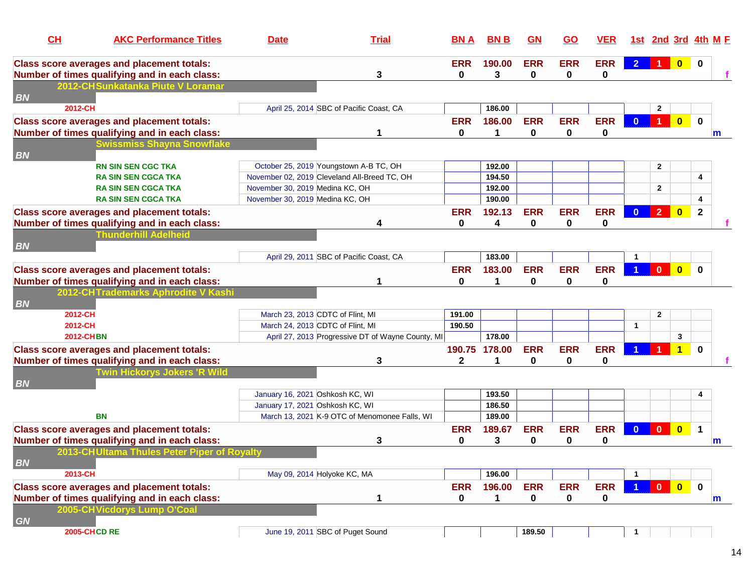| CH | AKC Performance Titles | Date | Trial | BN A | BN B | GN | GO | VER | 1st | 2nd | 3rd | 4th | M F |
|---|---|---|---|---|---|---|---|---|---|---|---|---|---|
| **Class score averages and placement totals:** | | | | ERR | 190.00 | ERR | ERR | ERR | 2 | 1 | 0 | 0 | |
| **Number of times qualifying and in each class:** | | | 3 | 0 | 3 | 0 | 0 | 0 | | | | | f |
| **2012-CH Sunkatanka Piute V Loramar** | | | | | | | | | | | | | |
| *BN* | | | | | | | | | | | | | |
| 2012-CH | | April 25, 2014 | SBC of Pacific Coast, CA | | 186.00 | | | | | 2 | | | |
| **Class score averages and placement totals:** | | | | ERR | 186.00 | ERR | ERR | ERR | 0 | 1 | 0 | 0 | |
| **Number of times qualifying and in each class:** | | | 1 | 0 | 1 | 0 | 0 | 0 | | | | | m |
| **Swissmiss Shayna Snowflake** | | | | | | | | | | | | | |
| *BN* | | | | | | | | | | | | | |
| | RN SIN SEN CGC TKA | October 25, 2019 | Youngstown A-B TC, OH | | 192.00 | | | | | 2 | | | |
| | RA SIN SEN CGCA TKA | November 02, 2019 | Cleveland All-Breed TC, OH | | 194.50 | | | | | | | 4 | |
| | RA SIN SEN CGCA TKA | November 30, 2019 | Medina KC, OH | | 192.00 | | | | | 2 | | | |
| | RA SIN SEN CGCA TKA | November 30, 2019 | Medina KC, OH | | 190.00 | | | | | | | 4 | |
| **Class score averages and placement totals:** | | | | ERR | 192.13 | ERR | ERR | ERR | 0 | 2 | 0 | 2 | |
| **Number of times qualifying and in each class:** | | | 4 | 0 | 4 | 0 | 0 | 0 | | | | | f |
| **Thunderhill Adelheid** | | | | | | | | | | | | | |
| *BN* | | | | | | | | | | | | | |
| | | April 29, 2011 | SBC of Pacific Coast, CA | | 183.00 | | | | 1 | | | | |
| **Class score averages and placement totals:** | | | | ERR | 183.00 | ERR | ERR | ERR | 1 | 0 | 0 | 0 | |
| **Number of times qualifying and in each class:** | | | 1 | 0 | 1 | 0 | 0 | 0 | | | | | |
| **2012-CH Trademarks Aphrodite V Kashi** | | | | | | | | | | | | | |
| *BN* | | | | | | | | | | | | | |
| 2012-CH | | March 23, 2013 | CDTC of Flint, MI | 191.00 | | | | | | 2 | | | |
| 2012-CH | | March 24, 2013 | CDTC of Flint, MI | 190.50 | | | | | 1 | | | | |
| 2012-CH | BN | April 27, 2013 | Progressive DT of Wayne County, MI | | 178.00 | | | | | | 3 | | |
| **Class score averages and placement totals:** | | | | 190.75 | 178.00 | ERR | ERR | ERR | 1 | 1 | 1 | 0 | |
| **Number of times qualifying and in each class:** | | | 3 | 2 | 1 | 0 | 0 | 0 | | | | | f |
| **Twin Hickorys Jokers 'R Wild** | | | | | | | | | | | | | |
| *BN* | | | | | | | | | | | | | |
| | | January 16, 2021 | Oshkosh KC, WI | | 193.50 | | | | | | | 4 | |
| | | January 17, 2021 | Oshkosh KC, WI | | 186.50 | | | | | | | | |
| | BN | March 13, 2021 | K-9 OTC of Menomonee Falls, WI | | 189.00 | | | | | | | | |
| **Class score averages and placement totals:** | | | | ERR | 189.67 | ERR | ERR | ERR | 0 | 0 | 0 | 1 | |
| **Number of times qualifying and in each class:** | | | 3 | 0 | 3 | 0 | 0 | 0 | | | | | m |
| **2013-CH Ultama Thules Peter Piper of Royalty** | | | | | | | | | | | | | |
| *BN* | | | | | | | | | | | | | |
| 2013-CH | | May 09, 2014 | Holyoke KC, MA | | 196.00 | | | | 1 | | | | |
| **Class score averages and placement totals:** | | | | ERR | 196.00 | ERR | ERR | ERR | 1 | 0 | 0 | 0 | |
| **Number of times qualifying and in each class:** | | | 1 | 0 | 1 | 0 | 0 | 0 | | | | | m |
| **2005-CH Vicdorys Lump O'Coal** | | | | | | | | | | | | | |
| *GN* | | | | | | | | | | | | | |
| 2005-CH | CD RE | June 19, 2011 | SBC of Puget Sound | | | 189.50 | | | 1 | | | | |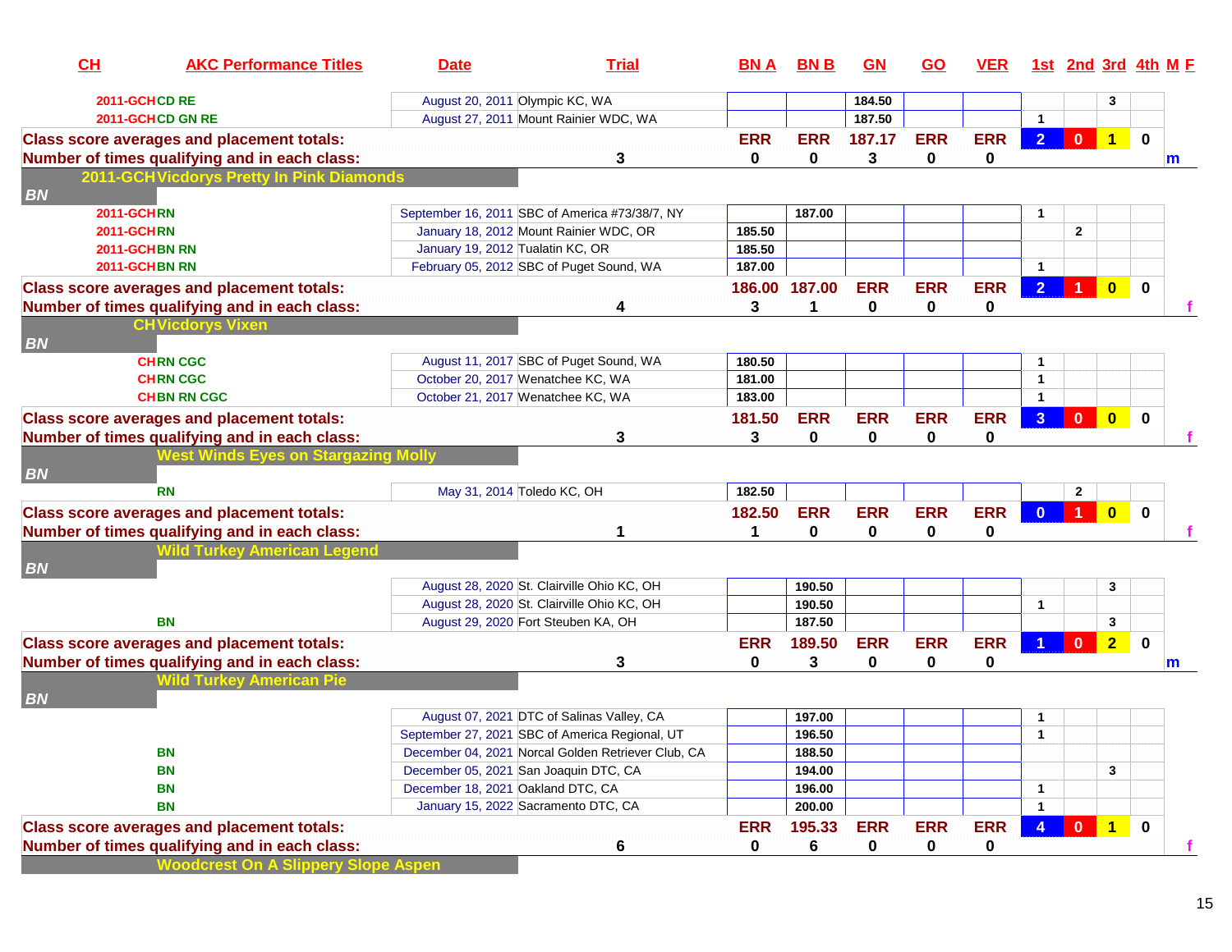| CH | AKC Performance Titles | Date | Trial | BN A | BN B | GN | GO | VER | 1st | 2nd | 3rd | 4th | M F |
|---|---|---|---|---|---|---|---|---|---|---|---|---|---|
| 2011-GCH | CD RE | August 20, 2011 | Olympic KC, WA | | | 184.50 | | | | | 3 | | |
| 2011-GCH | CD GN RE | August 27, 2011 | Mount Rainier WDC, WA | | | 187.50 | | | 1 | | | | |
| Class score averages and placement totals: | | | | ERR | ERR | 187.17 | ERR | ERR | 2 | 0 | 1 | 0 | |
| Number of times qualifying and in each class: | | | 3 | 0 | 0 | 3 | 0 | 0 | | | | | m |
| 2011-GCH | Vicdorys Pretty In Pink Diamonds | | | | | | | | | | | | |
| BN | | | | | | | | | | | | | |
| 2011-GCH | RN | September 16, 2011 | SBC of America #73/38/7, NY | | 187.00 | | | | 1 | | | | |
| 2011-GCH | RN | January 18, 2012 | Mount Rainier WDC, OR | 185.50 | | | | | | 2 | | | |
| 2011-GCH | BN RN | January 19, 2012 | Tualatin KC, OR | 185.50 | | | | | | | | | |
| 2011-GCH | BN RN | February 05, 2012 | SBC of Puget Sound, WA | 187.00 | | | | | 1 | | | | |
| Class score averages and placement totals: | | | | 186.00 | 187.00 | ERR | ERR | ERR | 2 | 1 | 0 | 0 | |
| Number of times qualifying and in each class: | | | 4 | 3 | 1 | 0 | 0 | 0 | | | | | f |
| CH | Vicdorys Vixen | | | | | | | | | | | | |
| BN | | | | | | | | | | | | | |
| CH | RN CGC | August 11, 2017 | SBC of Puget Sound, WA | 180.50 | | | | | 1 | | | | |
| CH | RN CGC | October 20, 2017 | Wenatchee KC, WA | 181.00 | | | | | 1 | | | | |
| CH | BN RN CGC | October 21, 2017 | Wenatchee KC, WA | 183.00 | | | | | 1 | | | | |
| Class score averages and placement totals: | | | | 181.50 | ERR | ERR | ERR | ERR | 3 | 0 | 0 | 0 | |
| Number of times qualifying and in each class: | | | 3 | 3 | 0 | 0 | 0 | 0 | | | | | f |
| | West Winds Eyes on Stargazing Molly | | | | | | | | | | | | |
| BN | | | | | | | | | | | | | |
| | RN | May 31, 2014 | Toledo KC, OH | 182.50 | | | | | | 2 | | | |
| Class score averages and placement totals: | | | | 182.50 | ERR | ERR | ERR | ERR | 0 | 1 | 0 | 0 | |
| Number of times qualifying and in each class: | | | 1 | 1 | 0 | 0 | 0 | 0 | | | | | f |
| | Wild Turkey American Legend | | | | | | | | | | | | |
| BN | | | | | | | | | | | | | |
| | | August 28, 2020 | St. Clairville Ohio KC, OH | | 190.50 | | | | | | 3 | | |
| | | August 28, 2020 | St. Clairville Ohio KC, OH | | 190.50 | | | | 1 | | | | |
| | BN | August 29, 2020 | Fort Steuben KA, OH | | 187.50 | | | | | | 3 | | |
| Class score averages and placement totals: | | | | ERR | 189.50 | ERR | ERR | ERR | 1 | 0 | 2 | 0 | |
| Number of times qualifying and in each class: | | | 3 | 0 | 3 | 0 | 0 | 0 | | | | | m |
| | Wild Turkey American Pie | | | | | | | | | | | | |
| BN | | | | | | | | | | | | | |
| | | August 07, 2021 | DTC of Salinas Valley, CA | | 197.00 | | | | 1 | | | | |
| | | September 27, 2021 | SBC of America Regional, UT | | 196.50 | | | | 1 | | | | |
| | BN | December 04, 2021 | Norcal Golden Retriever Club, CA | | 188.50 | | | | | | | | |
| | BN | December 05, 2021 | San Joaquin DTC, CA | | 194.00 | | | | | | 3 | | |
| | BN | December 18, 2021 | Oakland DTC, CA | | 196.00 | | | | 1 | | | | |
| | BN | January 15, 2022 | Sacramento DTC, CA | | 200.00 | | | | 1 | | | | |
| Class score averages and placement totals: | | | | ERR | 195.33 | ERR | ERR | ERR | 4 | 0 | 1 | 0 | |
| Number of times qualifying and in each class: | | | 6 | 0 | 6 | 0 | 0 | 0 | | | | | f |
| | Woodcrest On A Slippery Slope Aspen | | | | | | | | | | | | |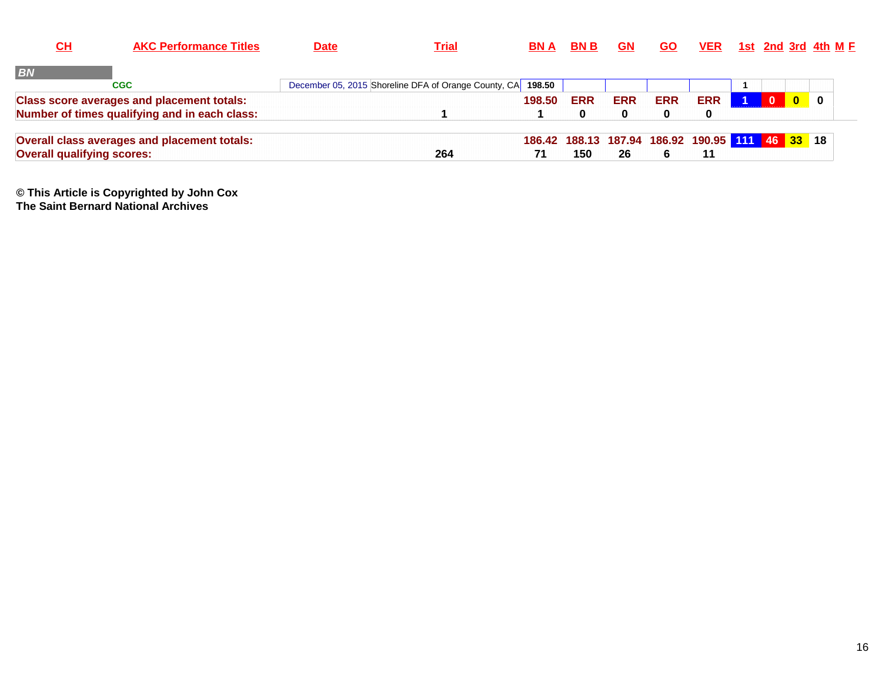| CH | AKC Performance Titles | Date | Trial | BN A | BN B | GN | GO | VER | 1st | 2nd | 3rd | 4th | M | F |
|---|---|---|---|---|---|---|---|---|---|---|---|---|---|---|
| ***BN*** | | | | | | | | | | | | | | |
| | CGC | December 05, 2015 | Shoreline DFA of Orange County, CA | 198.50 | | | | | 1 | | | | | |
| **Class score averages and placement totals:** | | | | **198.50** | **ERR** | **ERR** | **ERR** | **ERR** | **1** | **0** | **0** | **0** | | |
| **Number of times qualifying and in each class:** | | | **1** | **1** | **0** | **0** | **0** | **0** | | | | | | |
| **Overall class averages and placement totals:** | | | | **186.42** | **188.13** | **187.94** | **186.92** | **190.95** | **111** | **46** | **33** | **18** | | |
| **Overall qualifying scores:** | | | **264** | **71** | **150** | **26** | **6** | **11** | | | | | | |

**© This Article is Copyrighted by John Cox**
**The Saint Bernard National Archives**